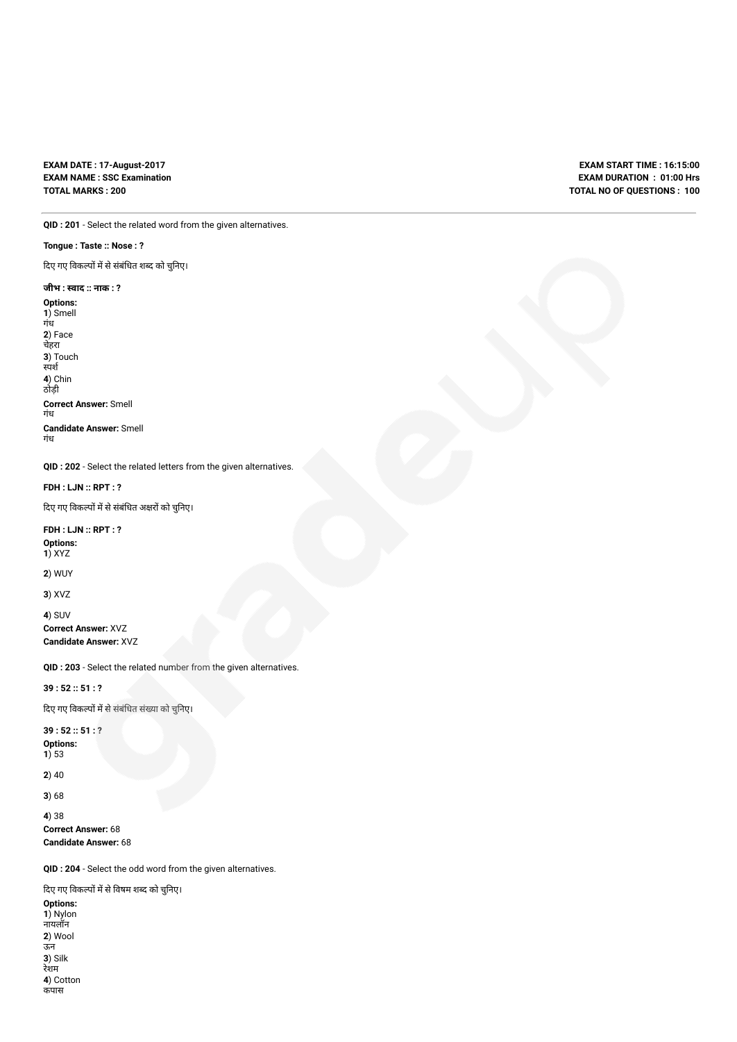**EXAM DATE : 17-August-2017**
**EXAM NAME : SSC Examination**
**TOTAL MARKS : 200**

**EXAM START TIME : 16:15:00**
**EXAM DURATION : 01:00 Hrs**
**TOTAL NO OF QUESTIONS : 100**

---

**QID : 201** - Select the related word from the given alternatives.

**Tongue : Taste :: Nose : ?**

दिए गए विकल्पों में से संबंधित शब्द को चुनिए।

**जीभ : स्वाद :: नाक : ?**

**Options:**
**1**) Smell
गंध
**2**) Face
चेहरा
**3**) Touch
स्पर्श
**4**) Chin
ठोड़ी

**Correct Answer:** Smell
गंध
**Candidate Answer:** Smell
गंध

**QID : 202** - Select the related letters from the given alternatives.

**FDH : LJN :: RPT : ?**

दिए गए विकल्पों में से संबंधित अक्षरों को चुनिए।

**FDH : LJN :: RPT : ?**

**Options:**
**1**) XYZ

**2**) WUY

**3**) XVZ

**4**) SUV

**Correct Answer:** XVZ
**Candidate Answer:** XVZ

**QID : 203** - Select the related number from the given alternatives.

**39 : 52 :: 51 : ?**

दिए गए विकल्पों में से संबंधित संख्या को चुनिए।

**39 : 52 :: 51 : ?**

**Options:**
**1**) 53

**2**) 40

**3**) 68

**4**) 38

**Correct Answer:** 68
**Candidate Answer:** 68

**QID : 204** - Select the odd word from the given alternatives.

दिए गए विकल्पों में से विषम शब्द को चुनिए।

**Options:**
**1**) Nylon
नायलॉन
**2**) Wool
ऊन
**3**) Silk
रेशम
**4**) Cotton
कपास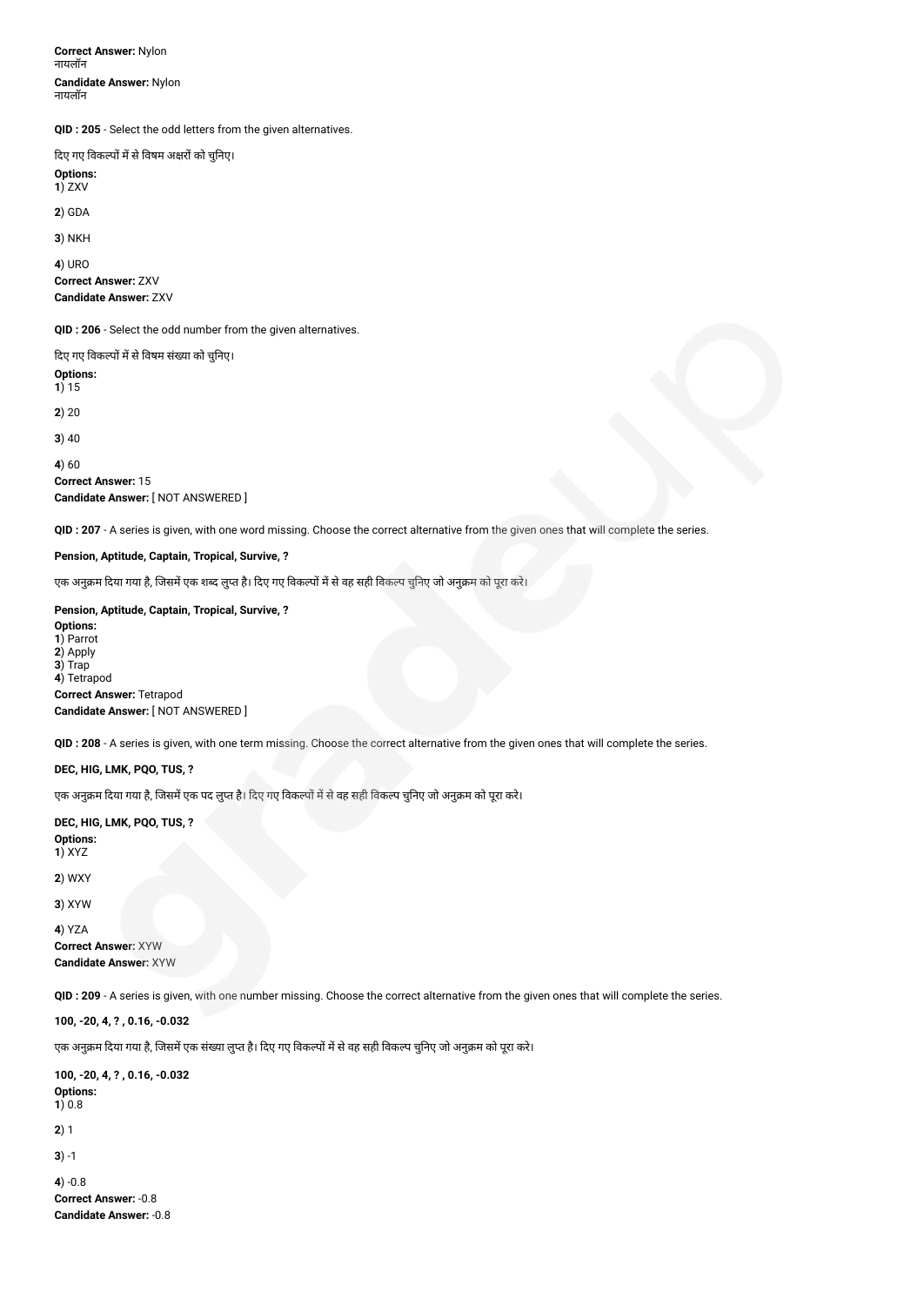**Correct Answer:** Nylon
नायलॉन

**Candidate Answer:** Nylon
नायलॉन

**QID : 205** - Select the odd letters from the given alternatives.

दिए गए विकल्पों में से विषम अक्षरों को चुनिए।

**Options:**
**1**) ZXV

**2**) GDA

**3**) NKH

**4**) URO

**Correct Answer:** ZXV
**Candidate Answer:** ZXV

**QID : 206** - Select the odd number from the given alternatives.

दिए गए विकल्पों में से विषम संख्या को चुनिए।

**Options:**
**1**) 15

**2**) 20

**3**) 40

**4**) 60

**Correct Answer:** 15
**Candidate Answer:** [ NOT ANSWERED ]

**QID : 207** - A series is given, with one word missing. Choose the correct alternative from the given ones that will complete the series.

**Pension, Aptitude, Captain, Tropical, Survive, ?**

एक अनुक्रम दिया गया है, जिसमें एक शब्द लुप्त है। दिए गए विकल्पों में से वह सही विकल्प चुनिए जो अनुक्रम को पूरा करे।

**Pension, Aptitude, Captain, Tropical, Survive, ?**

**Options:**
**1**) Parrot
**2**) Apply
**3**) Trap
**4**) Tetrapod

**Correct Answer:** Tetrapod
**Candidate Answer:** [ NOT ANSWERED ]

**QID : 208** - A series is given, with one term missing. Choose the correct alternative from the given ones that will complete the series.

**DEC, HIG, LMK, PQO, TUS, ?**

एक अनुक्रम दिया गया है, जिसमें एक पद लुप्त है। दिए गए विकल्पों में से वह सही विकल्प चुनिए जो अनुक्रम को पूरा करे।

**DEC, HIG, LMK, PQO, TUS, ?**

**Options:**
**1**) XYZ

**2**) WXY

**3**) XYW

**4**) YZA

**Correct Answer:** XYW
**Candidate Answer:** XYW

**QID : 209** - A series is given, with one number missing. Choose the correct alternative from the given ones that will complete the series.

**100, -20, 4, ? , 0.16, -0.032**

एक अनुक्रम दिया गया है, जिसमें एक संख्या लुप्त है। दिए गए विकल्पों में से वह सही विकल्प चुनिए जो अनुक्रम को पूरा करे।

**100, -20, 4, ? , 0.16, -0.032**

**Options:**
**1**) 0.8

**2**) 1

**3**) -1

**4**) -0.8

**Correct Answer:** -0.8
**Candidate Answer:** -0.8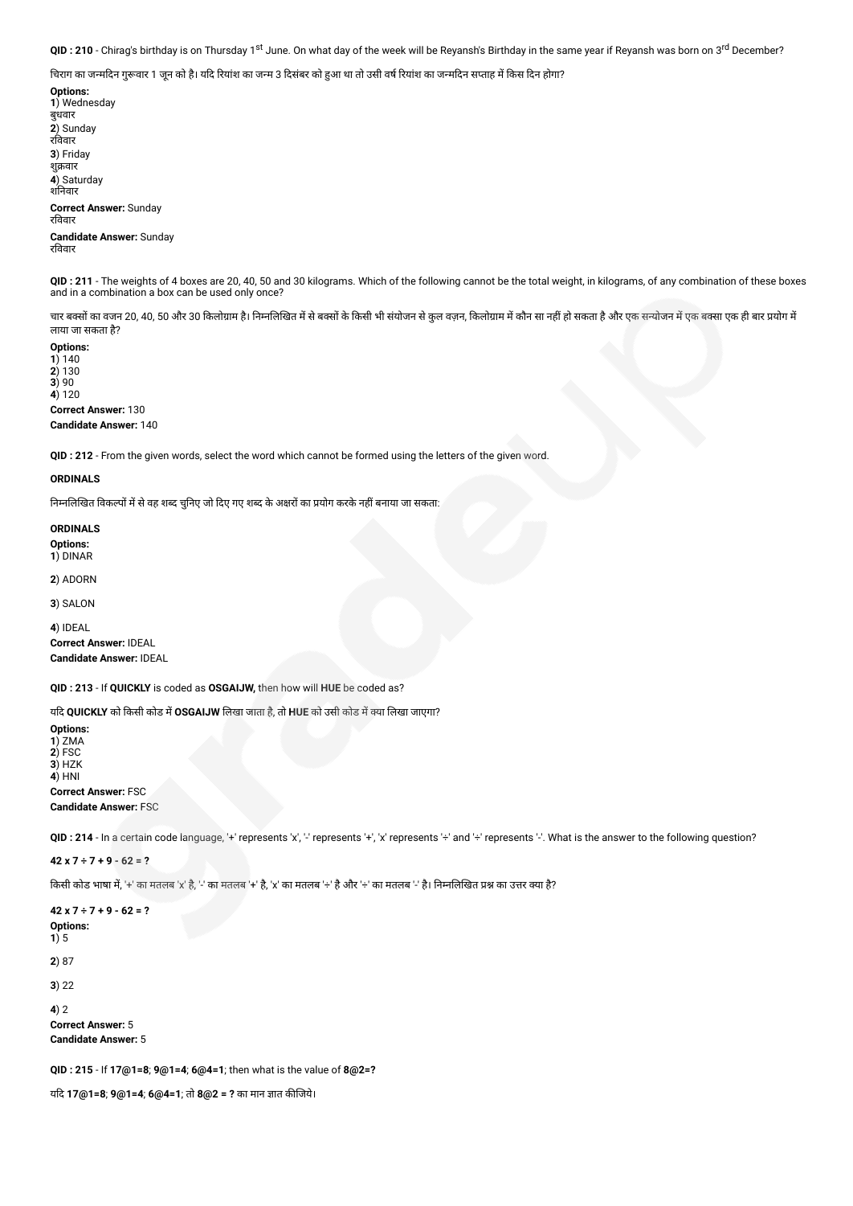**QID : 210** - Chirag's birthday is on Thursday 1st June. On what day of the week will be Reyansh's Birthday in the same year if Reyansh was born on 3rd December?

चिराग का जन्मदिन गुरूवार 1 जून को है। यदि रियांश का जन्म 3 दिसंबर को हुआ था तो उसी वर्ष रियांश का जन्मदिन सप्ताह में किस दिन होगा?

**Options:**
**1**) Wednesday
बुधवार
**2**) Sunday
रविवार
**3**) Friday
शुक्रवार
**4**) Saturday
शनिवार

**Correct Answer:** Sunday
रविवार

**Candidate Answer:** Sunday
रविवार

**QID : 211** - The weights of 4 boxes are 20, 40, 50 and 30 kilograms. Which of the following cannot be the total weight, in kilograms, of any combination of these boxes and in a combination a box can be used only once?

चार बक्सों का वजन 20, 40, 50 और 30 किलोग्राम है। निम्नलिखित में से बक्सों के किसी भी संयोजन से कुल वज़न, किलोग्राम में कौन सा नहीं हो सकता है और एक सन्योजन में एक बक्सा एक ही बार प्रयोग में लाया जा सकता है?

**Options:**
**1**) 140
**2**) 130
**3**) 90
**4**) 120

**Correct Answer:** 130

**Candidate Answer:** 140

**QID : 212** - From the given words, select the word which cannot be formed using the letters of the given word.

**ORDINALS**

निम्नलिखित विकल्पों में से वह शब्द चुनिए जो दिए गए शब्द के अक्षरों का प्रयोग करके नहीं बनाया जा सकता:

**ORDINALS**

**Options:**
**1**) DINAR

**2**) ADORN

**3**) SALON

**4**) IDEAL

**Correct Answer:** IDEAL

**Candidate Answer:** IDEAL

**QID : 213** - If **QUICKLY** is coded as **OSGAIJW,** then how will **HUE** be coded as?

यदि **QUICKLY** को किसी कोड में **OSGAIJW** लिखा जाता है, तो **HUE** को उसी कोड में क्या लिखा जाएगा?

**Options:**
**1**) ZMA
**2**) FSC
**3**) HZK
**4**) HNI

**Correct Answer:** FSC

**Candidate Answer:** FSC

**QID : 214** - In a certain code language, '+' represents 'x', '-' represents '+', 'x' represents '÷' and '÷' represents '-'. What is the answer to the following question?

**42 x 7 ÷ 7 + 9 - 62 = ?**

किसी कोड भाषा में, '+' का मतलब 'x' है, '-' का मतलब '+' है, 'x' का मतलब '÷' है और '÷' का मतलब '-' है। निम्नलिखित प्रश्न का उत्तर क्या है?

**42 x 7 ÷ 7 + 9 - 62 = ?**

**Options:**
**1**) 5

**2**) 87

**3**) 22

**4**) 2

**Correct Answer:** 5

**Candidate Answer:** 5

**QID : 215** - If **17@1=8**; **9@1=4**; **6@4=1**; then what is the value of **8@2=?**

यदि **17@1=8**; **9@1=4**; **6@4=1**; तो **8@2 = ?** का मान ज्ञात कीजिये।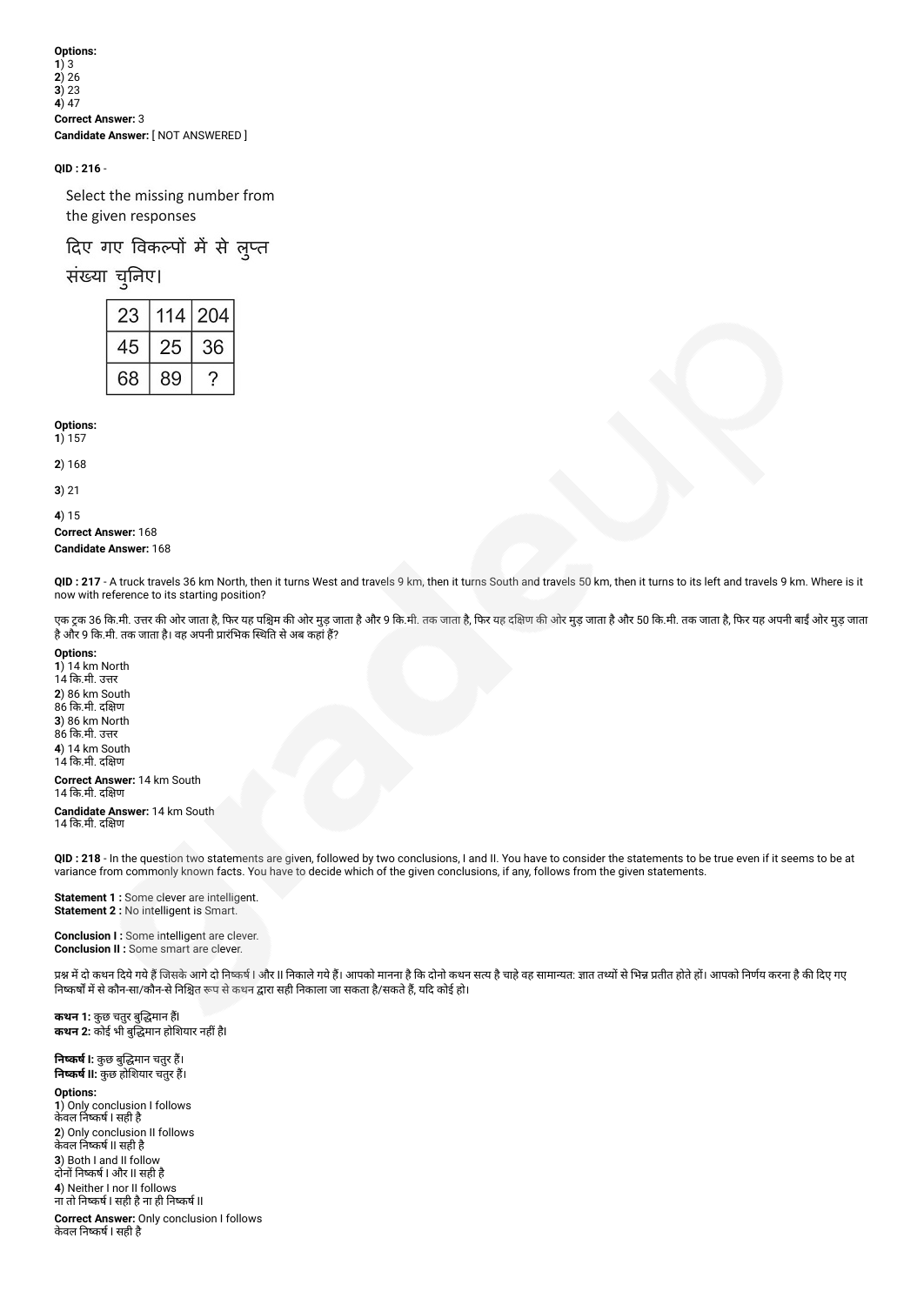**Options:**
**1**) 3
**2**) 26
**3**) 23
**4**) 47
**Correct Answer:** 3
**Candidate Answer:** [ NOT ANSWERED ]

**QID : 216** -

Select the missing number from the given responses

दिए गए विकल्पों में से लुप्त संख्या चुनिए।

| 23 | 114 | 204 |
|---|---|---|
| 45 | 25 | 36 |
| 68 | 89 | ? |

**Options:**
**1**) 157

**2**) 168

**3**) 21

**4**) 15

**Correct Answer:** 168
**Candidate Answer:** 168

**QID : 217** - A truck travels 36 km North, then it turns West and travels 9 km, then it turns South and travels 50 km, then it turns to its left and travels 9 km. Where is it now with reference to its starting position?

एक ट्रक 36 कि.मी. उत्तर की ओर जाता है, फिर यह पश्चिम की ओर मुड़ जाता है और 9 कि.मी. तक जाता है, फिर यह दक्षिण की ओर मुड़ जाता है और 50 कि.मी. तक जाता है, फिर यह अपनी बाईं ओर मुड़ जाता है और 9 कि.मी. तक जाता है। वह अपनी प्रारंभिक स्थिति से अब कहां हैं?

**Options:**
**1**) 14 km North
14 कि.मी. उत्तर
**2**) 86 km South
86 कि.मी. दक्षिण
**3**) 86 km North
86 कि.मी. उत्तर
**4**) 14 km South
14 कि.मी. दक्षिण

**Correct Answer:** 14 km South
14 कि.मी. दक्षिण

**Candidate Answer:** 14 km South
14 कि.मी. दक्षिण

**QID : 218** - In the question two statements are given, followed by two conclusions, I and II. You have to consider the statements to be true even if it seems to be at variance from commonly known facts. You have to decide which of the given conclusions, if any, follows from the given statements.

**Statement 1 :** Some clever are intelligent.
**Statement 2 :** No intelligent is Smart.

**Conclusion I :** Some intelligent are clever.
**Conclusion II :** Some smart are clever.

प्रश्न में दो कथन दिये गये हैं जिसके आगे दो निष्कर्ष I और II निकाले गये हैं। आपको मानना है कि दोनो कथन सत्य है चाहे वह सामान्यत: ज्ञात तथ्यों से भिन्न प्रतीत होते हों। आपको निर्णय करना है की दिए गए निष्कर्षों में से कौन-सा/कौन-से निश्चित रूप से कथन द्वारा सही निकाला जा सकता है/सकते हैं, यदि कोई हो।

**कथन 1:** कुछ चतुर बुद्धिमान हैं।
**कथन 2:** कोई भी बुद्धिमान होशियार नहीं है।

**निष्कर्ष I:** कुछ बुद्धिमान चतुर हैं।
**निष्कर्ष II:** कुछ होशियार चतुर हैं।

**Options:**
**1**) Only conclusion I follows
केवल निष्कर्ष I सही है
**2**) Only conclusion II follows
केवल निष्कर्ष II सही है
**3**) Both I and II follow
दोनों निष्कर्ष I और II सही है
**4**) Neither I nor II follows
ना तो निष्कर्ष I सही है ना ही निष्कर्ष II

**Correct Answer:** Only conclusion I follows
केवल निष्कर्ष I सही है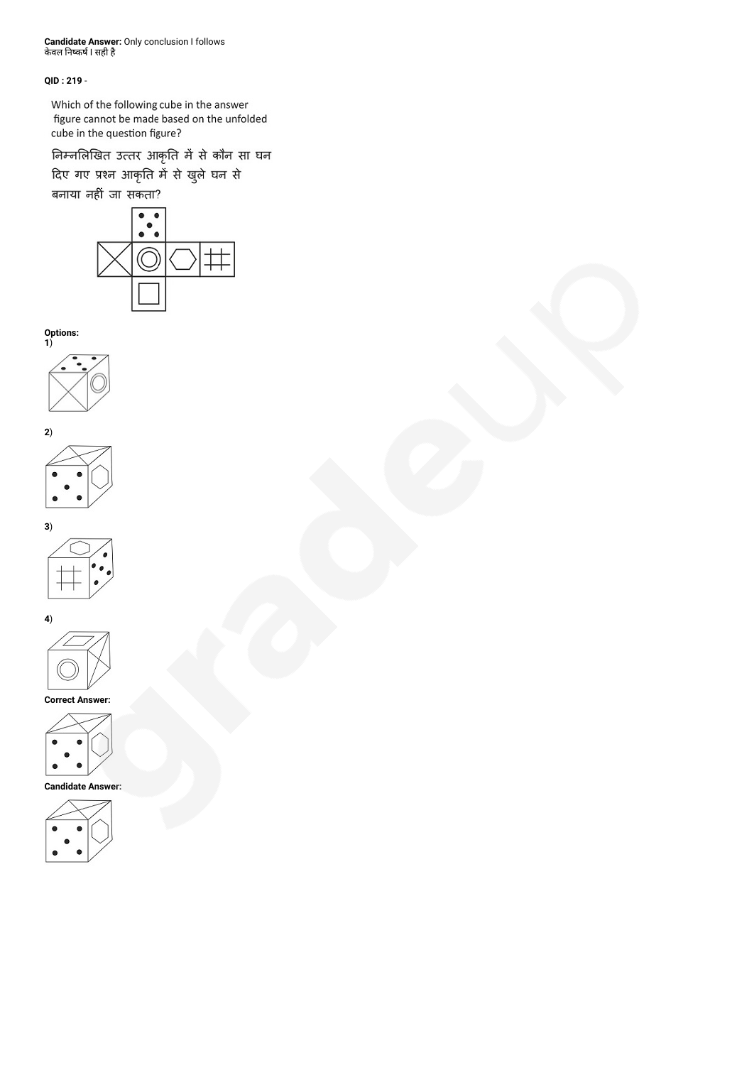**Candidate Answer:** Only conclusion I follows
केवल निष्कर्ष I सही है

**QID : 219** -

Which of the following cube in the answer figure cannot be made based on the unfolded cube in the question figure?

निम्नलिखित उत्तर आकृति में से कौन सा घन दिए गए प्रश्न आकृति में से खुले घन से बनाया नहीं जा सकता?

**Options:**

**1)**

**2)**

**3)**

**4)**

**Correct Answer:**

**Candidate Answer:**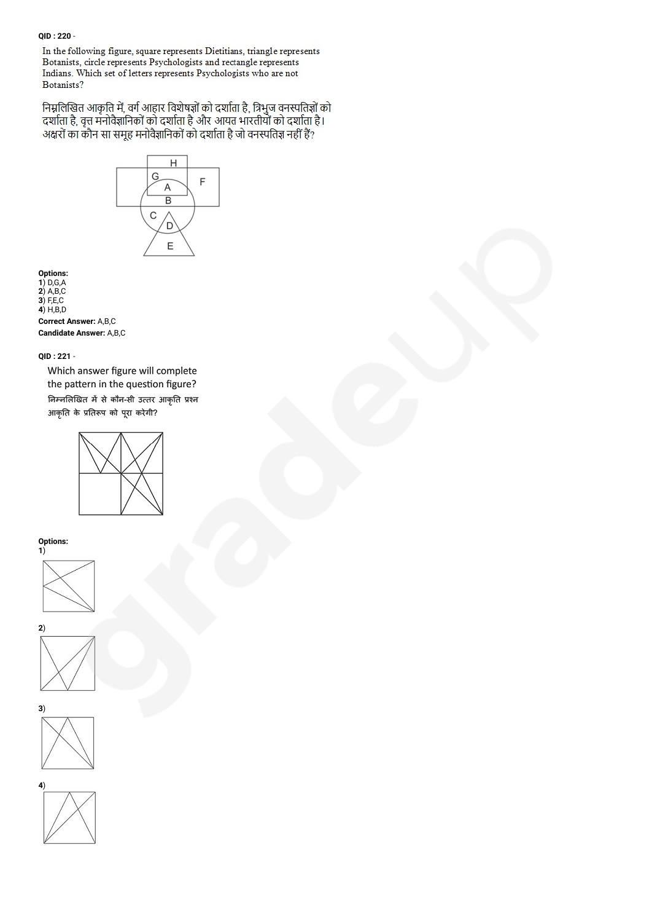QID : 220 -

In the following figure, square represents Dietitians, triangle represents Botanists, circle represents Psychologists and rectangle represents Indians. Which set of letters represents Psychologists who are not Botanists?

निम्नलिखित आकृति में, वर्ग आहार विशेषज्ञों को दर्शाता है, त्रिभुज वनस्पतिज्ञों को दर्शाता है, वृत्त मनोवैज्ञानिकों को दर्शाता है और आयत भारतीयों को दर्शाता है। अक्षरों का कौन सा समूह मनोवैज्ञानिकों को दर्शाता है जो वनस्पतिज्ञ नहीं हैं?

**Options:**

1) D,G,A
2) A,B,C
3) F,E,C
4) H,B,D

**Correct Answer:** A,B,C

**Candidate Answer:** A,B,C

QID : 221 -

Which answer figure will complete the pattern in the question figure?

निम्नलिखित में से कौन-सी उत्तर आकृति प्रश्न आकृति के प्रतिरूप को पूरा करेगी?

**Options:**

1)

2)

3)

4)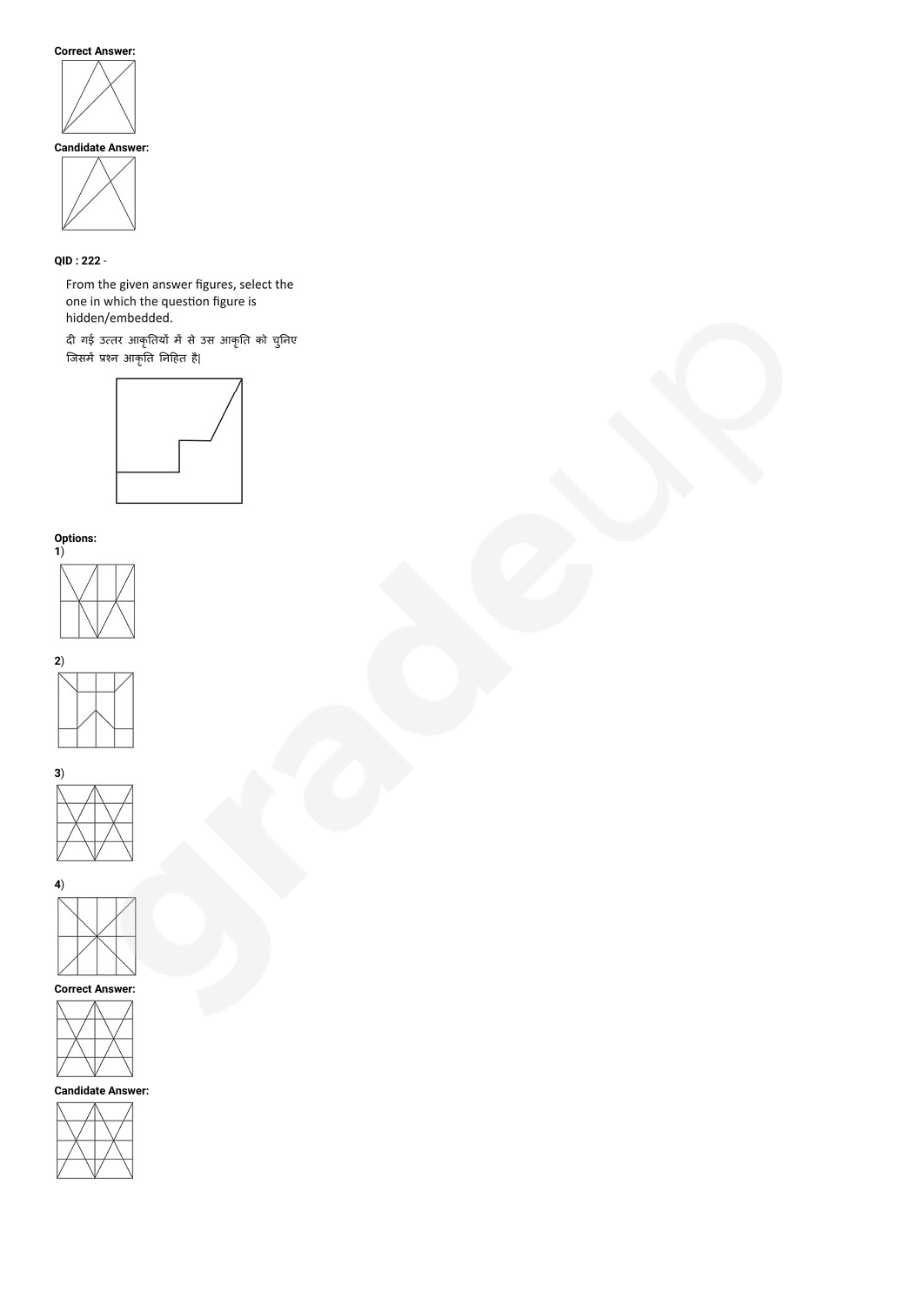**Correct Answer:**

**Candidate Answer:**

**QID : 222** -

From the given answer figures, select the one in which the question figure is hidden/embedded.

दी गई उत्तर आकृतियों में से उस आकृति को चुनिए जिसमें प्रश्न आकृति निहित है|

**Options:**

**1**)

**2**)

**3**)

**4**)

**Correct Answer:**

**Candidate Answer:**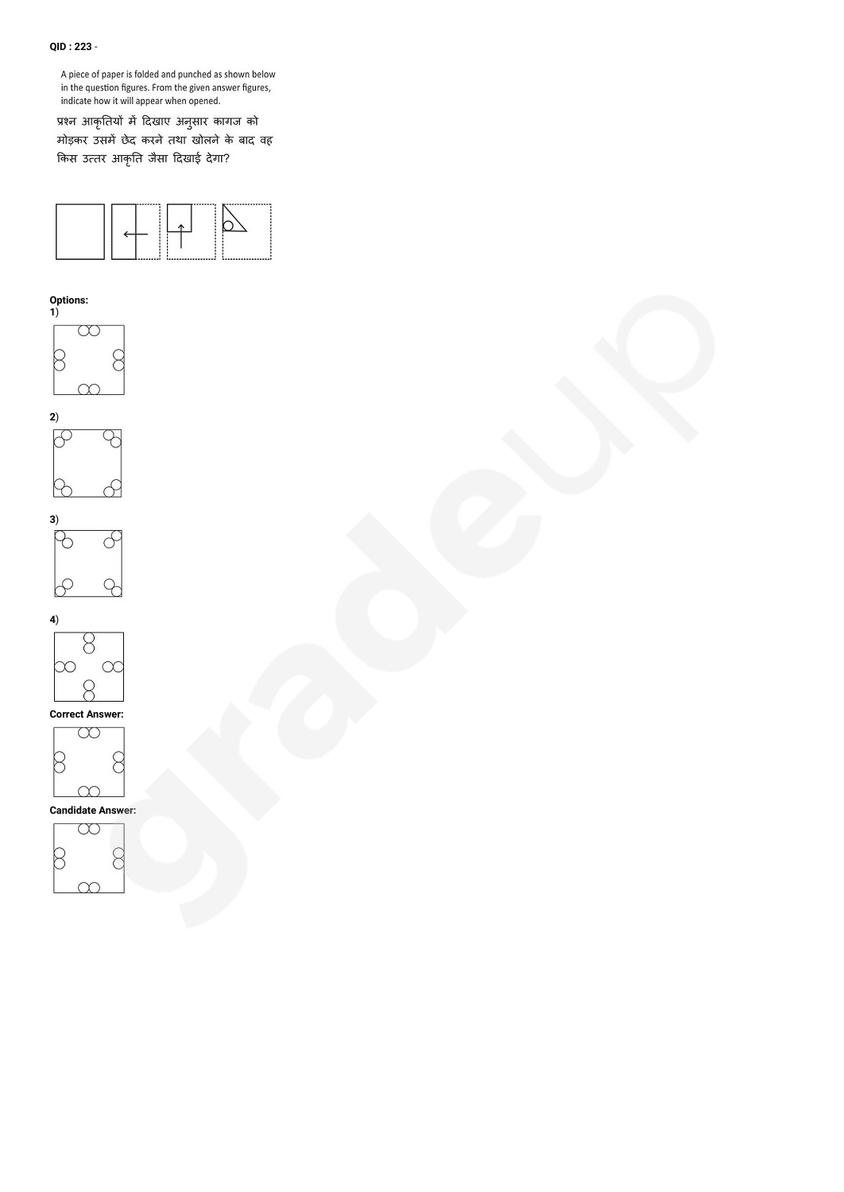QID : 223 -

A piece of paper is folded and punched as shown below in the question figures. From the given answer figures, indicate how it will appear when opened.

प्रश्न आकृतियों में दिखाए अनुसार कागज को मोड़कर उसमें छेद करने तथा खोलने के बाद वह किस उत्तर आकृति जैसा दिखाई देगा?

**Options:**

**1**)

**2**)

**3**)

**4**)

**Correct Answer:**

**Candidate Answer:**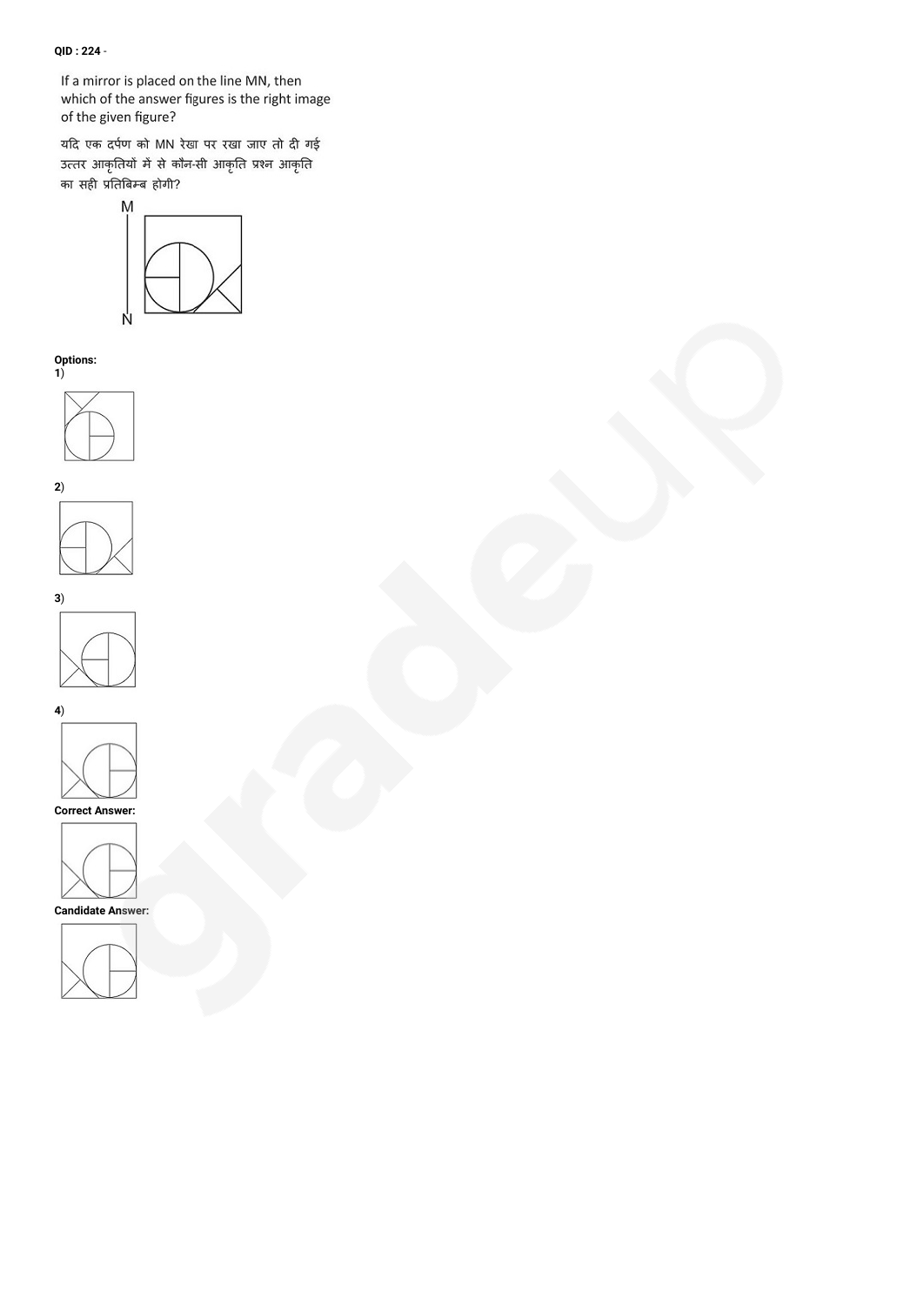**QID : 224** -

If a mirror is placed on the line MN, then which of the answer figures is the right image of the given figure?

यदि एक दर्पण को MN रेखा पर रखा जाए तो दी गई उत्तर आकृतियों में से कौन-सी आकृति प्रश्न आकृति का सही प्रतिबिम्ब होगी?

M

N

**Options:**

**1**)

**2**)

**3**)

**4**)

**Correct Answer:**

**Candidate Answer:**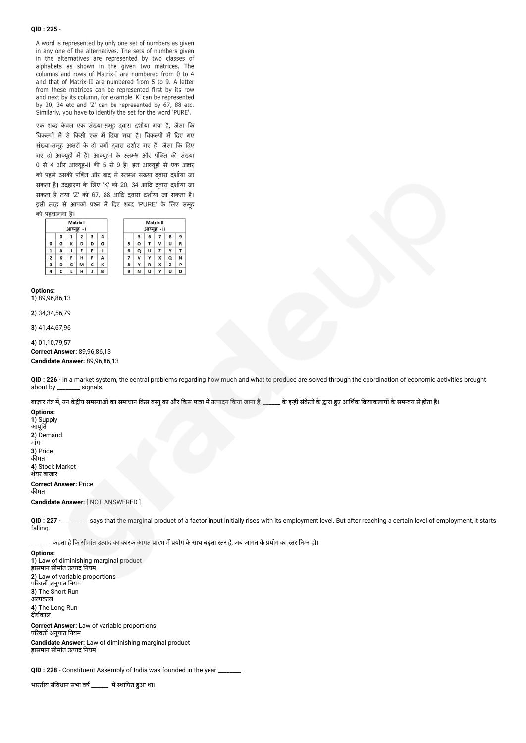**QID : 225** -

A word is represented by only one set of numbers as given in any one of the alternatives. The sets of numbers given in the alternatives are represented by two classes of alphabets as shown in the given two matrices. The columns and rows of Matrix-I are numbered from 0 to 4 and that of Matrix-II are numbered from 5 to 9. A letter from these matrices can be represented first by its row and next by its column, for example 'K' can be represented by 20, 34 etc and 'Z' can be represented by 67, 88 etc. Similarly, you have to identify the set for the word 'PURE'.

एक शब्द केवल एक संख्या-समूह द्वारा दर्शाया गया है, जैसा कि विकल्पों में से किसी एक में दिया गया है। विकल्पों में दिए गए संख्या-समूह अक्षरों के दो वर्गों द्वारा दर्शाए गए हैं, जैसा कि दिए गए दो आव्यूहों में है। आव्यूह-I के स्तम्भ और पंक्ति की संख्या 0 से 4 और आव्यूह-II की 5 से 9 है। इन आव्यूहों से एक अक्षर को पहले उसकी पंक्ति और बाद में स्तम्भ संख्या द्वारा दर्शाया जा सकता है। उदाहरण के लिए 'K' को 20, 34 आदि द्वारा दर्शाया जा सकता है तथा 'Z' को 67, 88 आदि द्वारा दर्शाया जा सकता है। इसी तरह से आपको प्रश्न में दिए शब्द 'PURE' के लिए समूह को पहचानना है।

Matrix I / आव्यूह - I

| | 0 | 1 | 2 | 3 | 4 |
|---|---|---|---|---|---|
| 0 | G | K | D | D | G |
| 1 | A | J | F | E | J |
| 2 | K | F | H | F | A |
| 3 | D | G | M | C | K |
| 4 | C | L | H | J | B |

Matrix II / आव्यूह - II

| | 5 | 6 | 7 | 8 | 9 |
|---|---|---|---|---|---|
| 5 | O | T | V | U | R |
| 6 | Q | U | Z | Y | T |
| 7 | V | Y | X | Q | N |
| 8 | Y | R | X | Z | P |
| 9 | N | U | Y | U | O |

**Options:**
**1**) 89,96,86,13

**2**) 34,34,56,79

**3**) 41,44,67,96

**4**) 01,10,79,57

**Correct Answer:** 89,96,86,13
**Candidate Answer:** 89,96,86,13

**QID : 226** - In a market system, the central problems regarding how much and what to produce are solved through the coordination of economic activities brought about by _______ signals.

बाज़ार तंत्र में, उन केंद्रीय समस्याओं का समाधान किस वस्तु का और किस मात्रा में उत्पादन किया जाना है, ______ के इन्हीं संकेतों के द्वारा हुए आर्थिक क्रियाकलापों के समन्वय से होता है।

**Options:**
**1**) Supply
आपूर्ति
**2**) Demand
मांग
**3**) Price
कीमत
**4**) Stock Market
शेयर बाजार

**Correct Answer:** Price
कीमत

**Candidate Answer:** [ NOT ANSWERED ]

**QID : 227** - ________ says that the marginal product of a factor input initially rises with its employment level. But after reaching a certain level of employment, it starts falling.

_______ कहता है कि सीमांत उत्पाद का कारक आगत प्रारंभ में प्रयोग के साथ बढ़ता स्तर है, जब आगत के प्रयोग का स्तर निम्न हो।

**Options:**
**1**) Law of diminishing marginal product
ह्रासमान सीमांत उत्पाद नियम
**2**) Law of variable proportions
परिवर्ती अनुपात नियम
**3**) The Short Run
अल्पकाल
**4**) The Long Run
दीर्घकाल

**Correct Answer:** Law of variable proportions
परिवर्ती अनुपात नियम

**Candidate Answer:** Law of diminishing marginal product
ह्रासमान सीमांत उत्पाद नियम

**QID : 228** - Constituent Assembly of India was founded in the year ________.

भारतीय संविधान सभा वर्ष ______ में स्थापित हुआ था।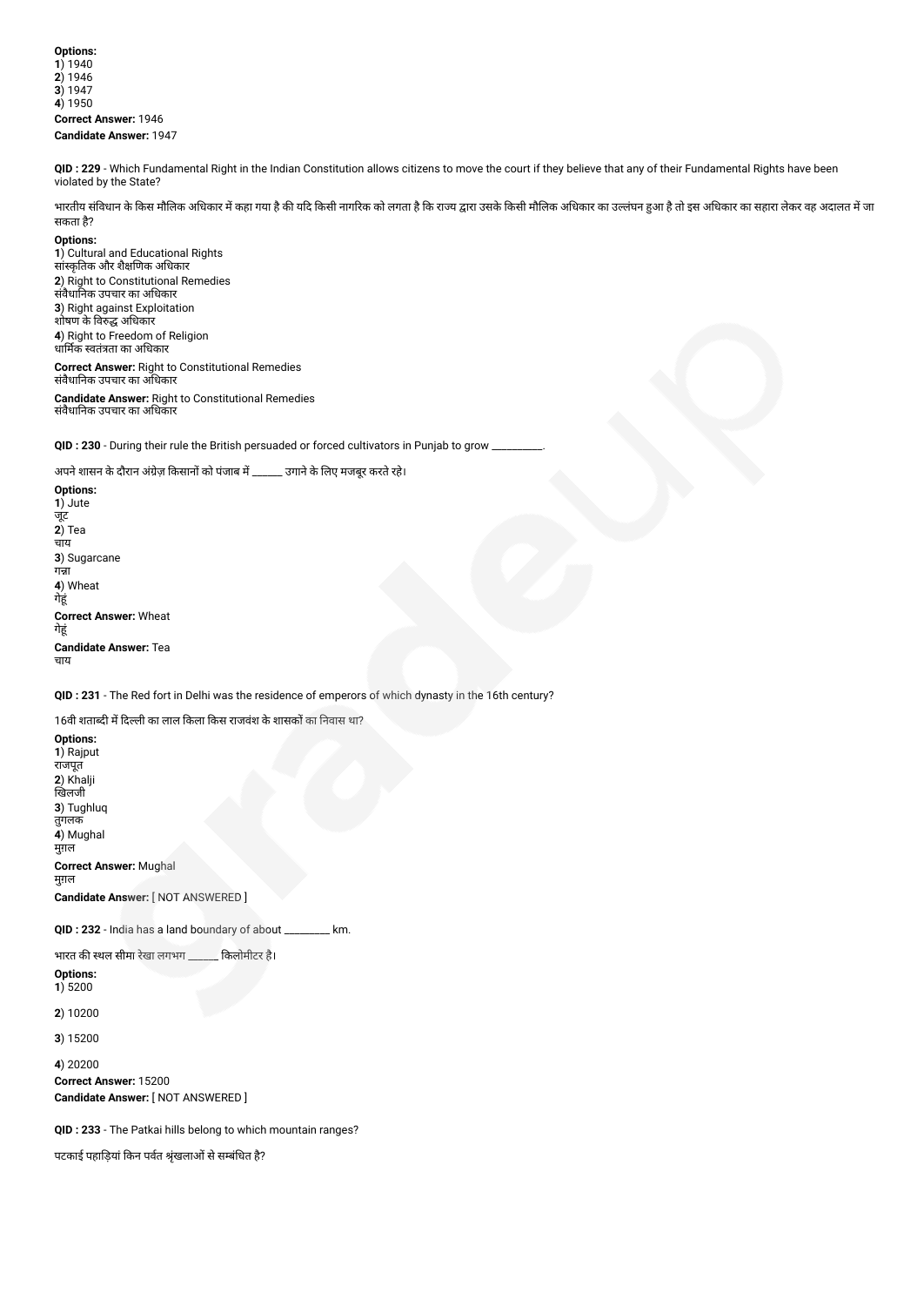**Options:**
**1**) 1940
**2**) 1946
**3**) 1947
**4**) 1950

**Correct Answer:** 1946

**Candidate Answer:** 1947

**QID : 229** - Which Fundamental Right in the Indian Constitution allows citizens to move the court if they believe that any of their Fundamental Rights have been violated by the State?

भारतीय संविधान के किस मौलिक अधिकार में कहा गया है की यदि किसी नागरिक को लगता है कि राज्य द्वारा उसके किसी मौलिक अधिकार का उल्लंघन हुआ है तो इस अधिकार का सहारा लेकर वह अदालत में जा सकता है?

**Options:**
**1**) Cultural and Educational Rights
सांस्कृतिक और शैक्षणिक अधिकार
**2**) Right to Constitutional Remedies
संवैधानिक उपचार का अधिकार
**3**) Right against Exploitation
शोषण के विरुद्ध अधिकार
**4**) Right to Freedom of Religion
धार्मिक स्वतंत्रता का अधिकार

**Correct Answer:** Right to Constitutional Remedies
संवैधानिक उपचार का अधिकार

**Candidate Answer:** Right to Constitutional Remedies
संवैधानिक उपचार का अधिकार

**QID : 230** - During their rule the British persuaded or forced cultivators in Punjab to grow __________.

अपने शासन के दौरान अंग्रेज़ किसानों को पंजाब में ______ उगाने के लिए मजबूर करते रहे।

**Options:**
**1**) Jute
जूट
**2**) Tea
चाय
**3**) Sugarcane
गन्ना
**4**) Wheat
गेहूं

**Correct Answer:** Wheat
गेहूं

**Candidate Answer:** Tea
चाय

**QID : 231** - The Red fort in Delhi was the residence of emperors of which dynasty in the 16th century?

16वी शताब्दी में दिल्ली का लाल किला किस राजवंश के शासकों का निवास था?

**Options:**
**1**) Rajput
राजपूत
**2**) Khalji
खिलजी
**3**) Tughluq
तुगलक
**4**) Mughal
मुग़ल

**Correct Answer:** Mughal
मुग़ल

**Candidate Answer:** [ NOT ANSWERED ]

**QID : 232** - India has a land boundary of about _________ km.

भारत की स्थल सीमा रेखा लगभग ______ किलोमीटर है।

**Options:**
**1**) 5200

**2**) 10200

**3**) 15200

**4**) 20200

**Correct Answer:** 15200

**Candidate Answer:** [ NOT ANSWERED ]

**QID : 233** - The Patkai hills belong to which mountain ranges?

पटकाई पहाड़ियां किन पर्वत श्रृंखलाओं से सम्बंधित है?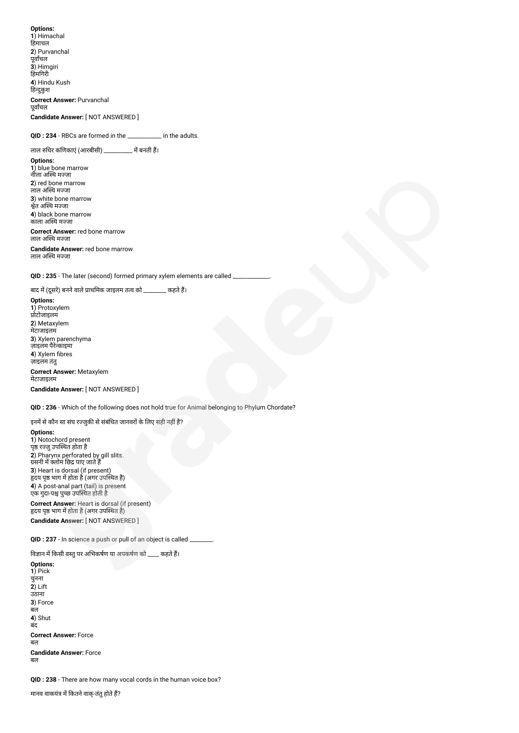**Options:**
**1**) Himachal
हिमाचल
**2**) Purvanchal
पूर्वांचल
**3**) Himgiri
हिमगिरी
**4**) Hindu Kush
हिन्दुकुश

**Correct Answer:** Purvanchal
पूर्वांचल

**Candidate Answer:** [ NOT ANSWERED ]

**QID : 234** - RBCs are formed in the ___________ in the adults.

लाल रुधिर कणिकाएं (आरबीसी) _________ में बनती हैं।

**Options:**
**1**) blue bone marrow
नीला अस्थि मज्जा
**2**) red bone marrow
लाल अस्थि मज्जा
**3**) white bone marrow
श्वेत अस्थि मज्जा
**4**) black bone marrow
काला अस्थि मज्जा

**Correct Answer:** red bone marrow
लाल अस्थि मज्जा

**Candidate Answer:** red bone marrow
लाल अस्थि मज्जा

**QID : 235** - The later (second) formed primary xylem elements are called ____________.

बाद में (दूसरे) बनने वाले प्राथमिक जाइलम तत्व को ________ कहते हैं।

**Options:**
**1**) Protoxylem
प्रोटोजाइलम
**2**) Metaxylem
मेटाजाइलम
**3**) Xylem parenchyma
ज़ाइलम पैरेन्काइमा
**4**) Xylem fibres
ज़ाइलम तंतु

**Correct Answer:** Metaxylem
मेटाजाइलम

**Candidate Answer:** [ NOT ANSWERED ]

**QID : 236** - Which of the following does not hold true for Animal belonging to Phylum Chordate?

इनमें से कौन सा संघ रज्जुकी से संबंधित जानवरों के लिए सही नहीं है?

**Options:**
**1**) Notochord present
पृष्ठ रज्जु उपस्थित होता है
**2**) Pharynx perforated by gill slits.
ग्रसनी में क्लोम छिद्र पाए जाते हैं
**3**) Heart is dorsal (if present)
हृदय पृष्ठ भाग में होता है (अगर उपस्थित है)
**4**) A post-anal part (tail) is present
एक गुदा-पश्च पुच्छ उपस्थित होती है

**Correct Answer:** Heart is dorsal (if present)
हृदय पृष्ठ भाग में होता है (अगर उपस्थित है)

**Candidate Answer:** [ NOT ANSWERED ]

**QID : 237** - In science a push or pull of an object is called ________.

विज्ञान में किसी वस्तु पर अभिकर्षण या अपकर्षण को ____ कहते हैं।

**Options:**
**1**) Pick
चुनना
**2**) Lift
उठाना
**3**) Force
बल
**4**) Shut
बंद

**Correct Answer:** Force
बल

**Candidate Answer:** Force
बल

**QID : 238** - There are how many vocal cords in the human voice box?

मानव वाकयंत्र में कितने वाक्-तंतु होते हैं?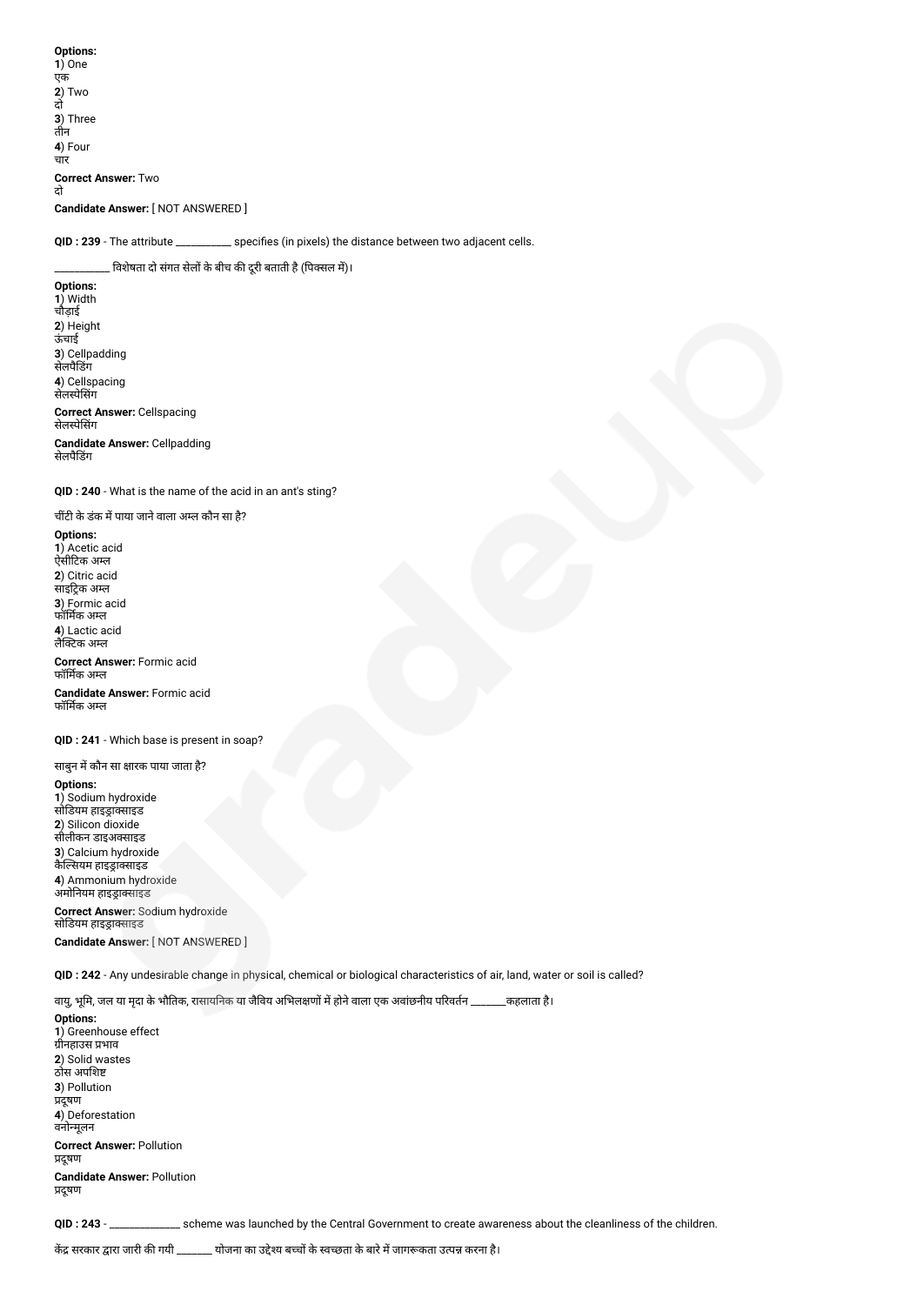**Options:**
**1**) One
एक
**2**) Two
दो
**3**) Three
तीन
**4**) Four
चार

**Correct Answer:** Two
दो

**Candidate Answer:** [ NOT ANSWERED ]

**QID : 239** - The attribute ___________ specifies (in pixels) the distance between two adjacent cells.

___________ विशेषता दो संगत सेलों के बीच की दूरी बताती है (पिक्सल में)।

**Options:**
**1**) Width
चौड़ाई
**2**) Height
ऊंचाई
**3**) Cellpadding
सेलपैडिंग
**4**) Cellspacing
सेलस्पेसिंग

**Correct Answer:** Cellspacing
सेलस्पेसिंग

**Candidate Answer:** Cellpadding
सेलपैडिंग

**QID : 240** - What is the name of the acid in an ant's sting?

चींटी के डंक में पाया जाने वाला अम्ल कौन सा है?

**Options:**
**1**) Acetic acid
ऐसीटिक अम्ल
**2**) Citric acid
साइट्रिक अम्ल
**3**) Formic acid
फॉर्मिक अम्ल
**4**) Lactic acid
लैक्टिक अम्ल

**Correct Answer:** Formic acid
फॉर्मिक अम्ल

**Candidate Answer:** Formic acid
फॉर्मिक अम्ल

**QID : 241** - Which base is present in soap?

साबुन में कौन सा क्षारक पाया जाता है?

**Options:**
**1**) Sodium hydroxide
सोडियम हाइड्राक्साइड
**2**) Silicon dioxide
सीलीकन डाइअक्साइड
**3**) Calcium hydroxide
कैल्सियम हाइड्राक्साइड
**4**) Ammonium hydroxide
अमोनियम हाइड्राक्साइड

**Correct Answer:** Sodium hydroxide
सोडियम हाइड्राक्साइड

**Candidate Answer:** [ NOT ANSWERED ]

**QID : 242** - Any undesirable change in physical, chemical or biological characteristics of air, land, water or soil is called?

वायु, भूमि, जल या मृदा के भौतिक, रासायनिक या जैविय अभिलक्षणों में होने वाला एक अवांछनीय परिवर्तन _______कहलाता है।

**Options:**
**1**) Greenhouse effect
ग्रीनहाउस प्रभाव
**2**) Solid wastes
ठोस अपशिष्ट
**3**) Pollution
प्रदूषण
**4**) Deforestation
वनोन्मूलन

**Correct Answer:** Pollution
प्रदूषण

**Candidate Answer:** Pollution
प्रदूषण

**QID : 243** - _____________ scheme was launched by the Central Government to create awareness about the cleanliness of the children.

केंद्र सरकार द्वारा जारी की गयी _______ योजना का उद्देश्य बच्चों के स्वच्छता के बारे में जागरूकता उत्पन्न करना है।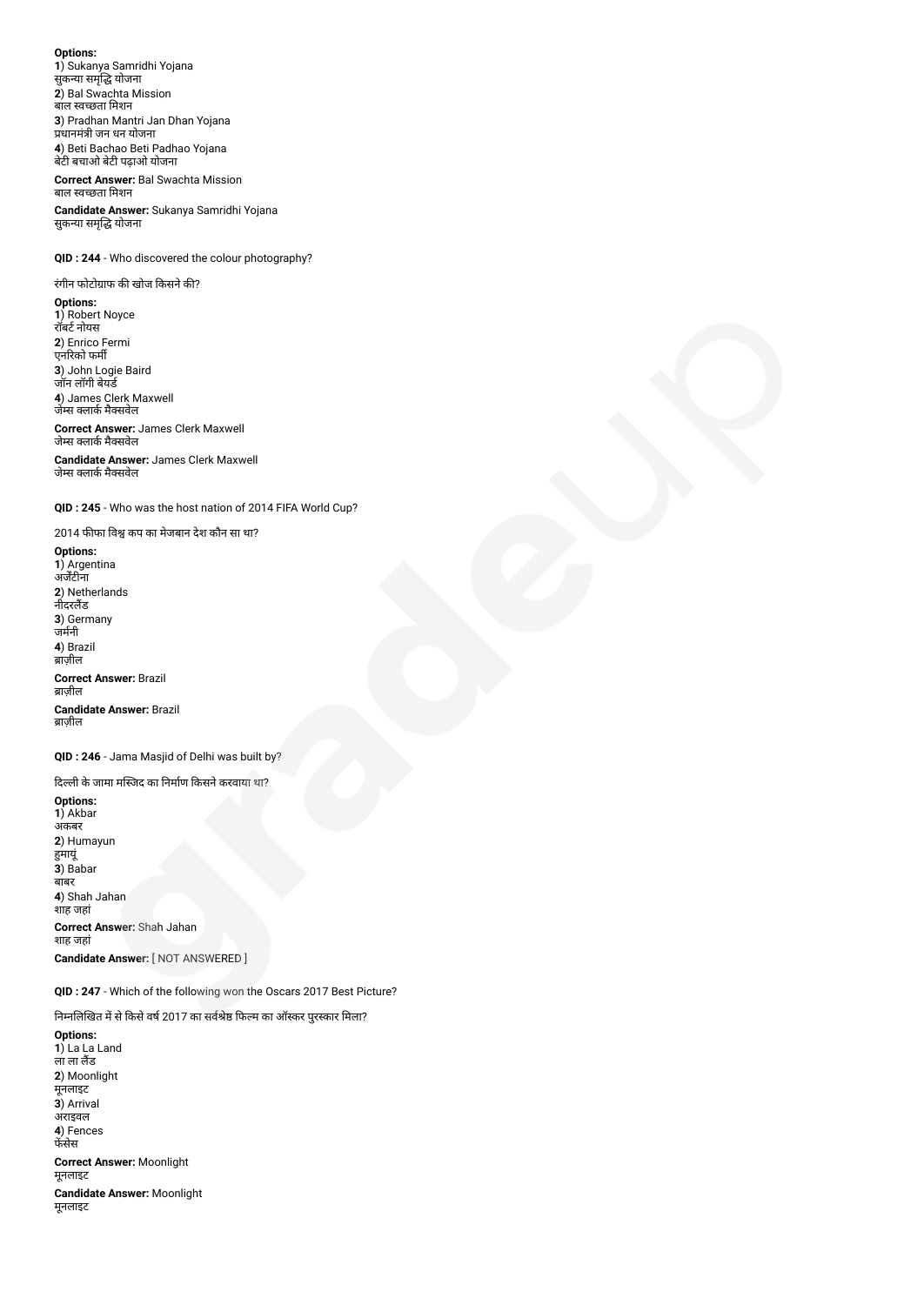**Options:**
**1**) Sukanya Samridhi Yojana
सुकन्या समृद्धि योजना
**2**) Bal Swachta Mission
बाल स्वच्छता मिशन
**3**) Pradhan Mantri Jan Dhan Yojana
प्रधानमंत्री जन धन योजना
**4**) Beti Bachao Beti Padhao Yojana
बेटी बचाओ बेटी पढ़ाओ योजना

**Correct Answer:** Bal Swachta Mission
बाल स्वच्छता मिशन

**Candidate Answer:** Sukanya Samridhi Yojana
सुकन्या समृद्धि योजना

**QID : 244** - Who discovered the colour photography?

रंगीन फोटोग्राफ की खोज किसने की?

**Options:**
**1**) Robert Noyce
रॉबर्ट नोयस
**2**) Enrico Fermi
एनरिको फर्मी
**3**) John Logie Baird
जॉन लॉगी बेयर्ड
**4**) James Clerk Maxwell
जेम्स क्लार्क मैक्सवेल

**Correct Answer:** James Clerk Maxwell
जेम्स क्लार्क मैक्सवेल

**Candidate Answer:** James Clerk Maxwell
जेम्स क्लार्क मैक्सवेल

**QID : 245** - Who was the host nation of 2014 FIFA World Cup?

2014 फीफा विश्व कप का मेजबान देश कौन सा था?

**Options:**
**1**) Argentina
अर्जेंटीना
**2**) Netherlands
नीदरलैंड
**3**) Germany
जर्मनी
**4**) Brazil
ब्राज़ील

**Correct Answer:** Brazil
ब्राज़ील

**Candidate Answer:** Brazil
ब्राज़ील

**QID : 246** - Jama Masjid of Delhi was built by?

दिल्ली के जामा मस्जिद का निर्माण किसने करवाया था?

**Options:**
**1**) Akbar
अकबर
**2**) Humayun
हुमायूं
**3**) Babar
बाबर
**4**) Shah Jahan
शाह जहां

**Correct Answer:** Shah Jahan
शाह जहां

**Candidate Answer:** [ NOT ANSWERED ]

**QID : 247** - Which of the following won the Oscars 2017 Best Picture?

निम्नलिखित में से किसे वर्ष 2017 का सर्वश्रेष्ठ फिल्म का ऑस्कर पुरस्कार मिला?

**Options:**
**1**) La La Land
ला ला लैंड
**2**) Moonlight
मूनलाइट
**3**) Arrival
अराइवल
**4**) Fences
फेंसेस

**Correct Answer:** Moonlight
मूनलाइट

**Candidate Answer:** Moonlight
मूनलाइट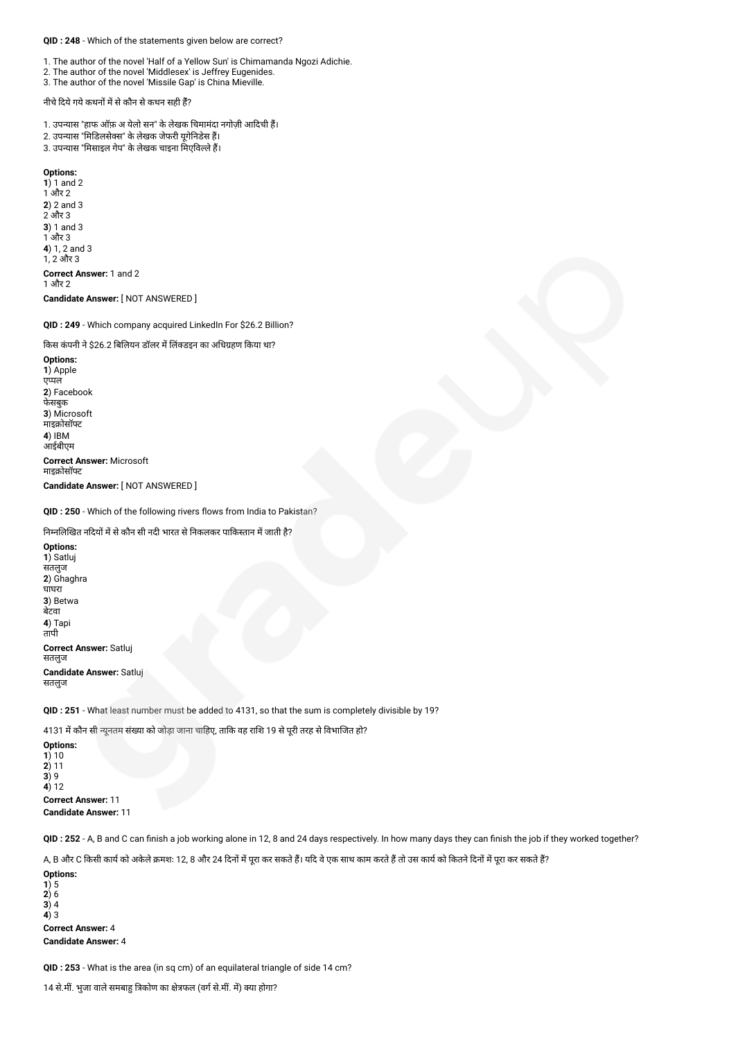**QID : 248** - Which of the statements given below are correct?

1. The author of the novel 'Half of a Yellow Sun' is Chimamanda Ngozi Adichie.
2. The author of the novel 'Middlesex' is Jeffrey Eugenides.
3. The author of the novel 'Missile Gap' is China Mieville.

नीचे दिये गये कथनों में से कौन से कथन सही हैं?

1. उपन्यास "हाफ ऑफ़ अ येलो सन" के लेखक चिमामंदा नगोज़ी आदिची हैं।
2. उपन्यास "मिडिलसेक्स" के लेखक जेफरी यूगेनिडेस हैं।
3. उपन्यास "मिसाइल गेप" के लेखक चाइना मिएविल्ले हैं।

**Options:**
**1**) 1 and 2
1 और 2
**2**) 2 and 3
2 और 3
**3**) 1 and 3
1 और 3
**4**) 1, 2 and 3
1, 2 और 3

**Correct Answer:** 1 and 2
1 और 2

**Candidate Answer:** [ NOT ANSWERED ]

**QID : 249** - Which company acquired LinkedIn For $26.2 Billion?

किस कंपनी ने $26.2 बिलियन डॉलर में लिंक्डइन का अधिग्रहण किया था?

**Options:**
**1**) Apple
एप्पल
**2**) Facebook
फेसबुक
**3**) Microsoft
माइक्रोसॉफ्ट
**4**) IBM
आईबीएम

**Correct Answer:** Microsoft
माइक्रोसॉफ्ट

**Candidate Answer:** [ NOT ANSWERED ]

**QID : 250** - Which of the following rivers flows from India to Pakistan?

निम्नलिखित नदियों में से कौन सी नदी भारत से निकलकर पाकिस्तान में जाती है?

**Options:**
**1**) Satluj
सतलुज
**2**) Ghaghra
घाघरा
**3**) Betwa
बेटवा
**4**) Tapi
तापी

**Correct Answer:** Satluj
सतलुज

**Candidate Answer:** Satluj
सतलुज

**QID : 251** - What least number must be added to 4131, so that the sum is completely divisible by 19?

4131 में कौन सी न्यूनतम संख्या को जोड़ा जाना चाहिए, ताकि वह राशि 19 से पूरी तरह से विभाजित हो?

**Options:**
**1**) 10
**2**) 11
**3**) 9
**4**) 12

**Correct Answer:** 11
**Candidate Answer:** 11

**QID : 252** - A, B and C can finish a job working alone in 12, 8 and 24 days respectively. In how many days they can finish the job if they worked together?

A, B और C किसी कार्य को अकेले क्रमशः 12, 8 और 24 दिनों में पूरा कर सकते हैं। यदि वे एक साथ काम करते हैं तो उस कार्य को कितने दिनों में पूरा कर सकते हैं?

**Options:**
**1**) 5
**2**) 6
**3**) 4
**4**) 3

**Correct Answer:** 4
**Candidate Answer:** 4

**QID : 253** - What is the area (in sq cm) of an equilateral triangle of side 14 cm?

14 से.मीं. भुजा वाले समबाहु त्रिकोण का क्षेत्रफल (वर्ग से.मीं. में) क्या होगा?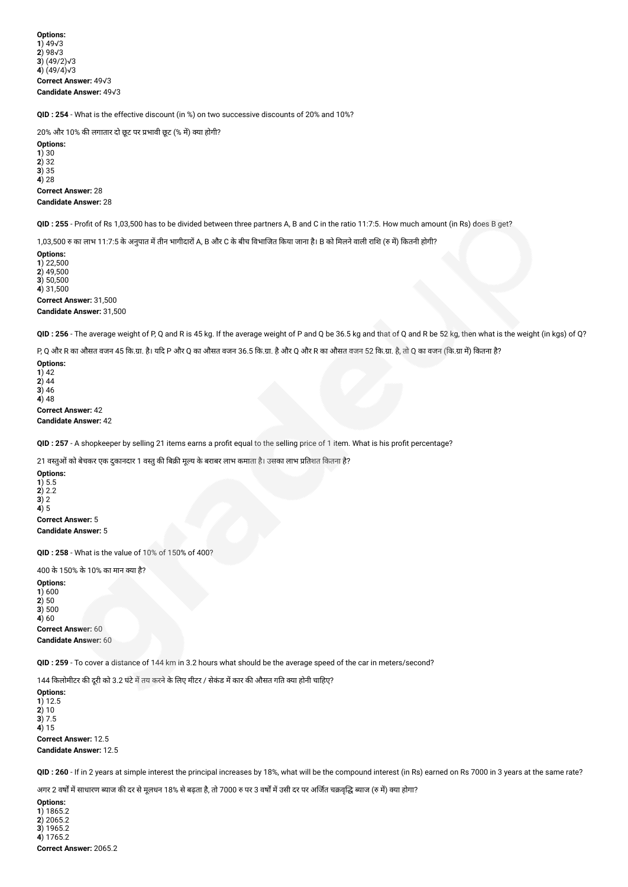**Options:**
**1**) $49\sqrt{3}$
**2**) $98\sqrt{3}$
**3**) $(49/2)\sqrt{3}$
**4**) $(49/4)\sqrt{3}$
**Correct Answer:** $49\sqrt{3}$
**Candidate Answer:** $49\sqrt{3}$

**QID : 254** - What is the effective discount (in %) on two successive discounts of 20% and 10%?

20% और 10% की लगातार दो छूट पर प्रभावी छूट (% में) क्या होगी?

**Options:**
**1**) 30
**2**) 32
**3**) 35
**4**) 28
**Correct Answer:** 28
**Candidate Answer:** 28

**QID : 255** - Profit of Rs 1,03,500 has to be divided between three partners A, B and C in the ratio 11:7:5. How much amount (in Rs) does B get?

1,03,500 रु का लाभ 11:7:5 के अनुपात में तीन भागीदारों A, B और C के बीच विभाजित किया जाना है। B को मिलने वाली राशि (रु में) कितनी होगी?

**Options:**
**1**) 22,500
**2**) 49,500
**3**) 50,500
**4**) 31,500
**Correct Answer:** 31,500
**Candidate Answer:** 31,500

**QID : 256** - The average weight of P, Q and R is 45 kg. If the average weight of P and Q be 36.5 kg and that of Q and R be 52 kg, then what is the weight (in kgs) of Q?

P, Q और R का औसत वजन 45 कि.ग्रा. है। यदि P और Q का औसत वजन 36.5 कि.ग्रा. है और Q और R का औसत वजन 52 कि.ग्रा. है, तो Q का वजन (कि.ग्रा में) कितना है?

**Options:**
**1**) 42
**2**) 44
**3**) 46
**4**) 48
**Correct Answer:** 42
**Candidate Answer:** 42

**QID : 257** - A shopkeeper by selling 21 items earns a profit equal to the selling price of 1 item. What is his profit percentage?

21 वस्तुओं को बेचकर एक दुकानदार 1 वस्तु की बिक्री मूल्य के बराबर लाभ कमाता है। उसका लाभ प्रतिशत कितना है?

**Options:**
**1**) 5.5
**2**) 2.2
**3**) 2
**4**) 5
**Correct Answer:** 5
**Candidate Answer:** 5

**QID : 258** - What is the value of 10% of 150% of 400?

400 के 150% के 10% का मान क्या है?

**Options:**
**1**) 600
**2**) 50
**3**) 500
**4**) 60
**Correct Answer:** 60
**Candidate Answer:** 60

**QID : 259** - To cover a distance of 144 km in 3.2 hours what should be the average speed of the car in meters/second?

144 किलोमीटर की दूरी को 3.2 घंटे में तय करने के लिए मीटर / सेकंड में कार की औसत गति क्या होनी चाहिए?

**Options:**
**1**) 12.5
**2**) 10
**3**) 7.5
**4**) 15
**Correct Answer:** 12.5
**Candidate Answer:** 12.5

**QID : 260** - If in 2 years at simple interest the principal increases by 18%, what will be the compound interest (in Rs) earned on Rs 7000 in 3 years at the same rate?

अगर 2 वर्षों में साधारण ब्याज की दर से मूलधन 18% से बढ़ता है, तो 7000 रु पर 3 वर्षों में उसी दर पर अर्जित चक्रवृद्धि ब्याज (रु में) क्या होगा?

**Options:**
**1**) 1865.2
**2**) 2065.2
**3**) 1965.2
**4**) 1765.2
**Correct Answer:** 2065.2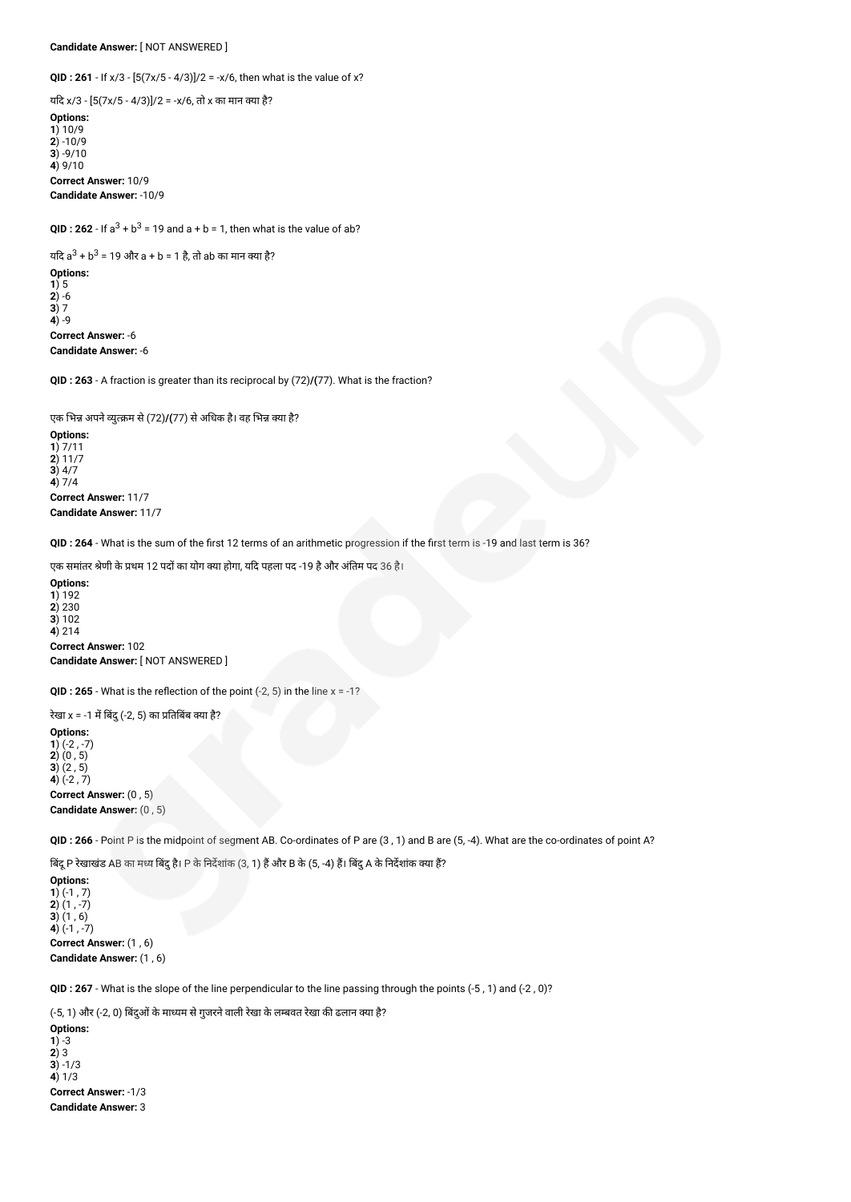**Candidate Answer:** [ NOT ANSWERED ]

**QID : 261** - If x/3 - [5(7x/5 - 4/3)]/2 = -x/6, then what is the value of x?

यदि x/3 - [5(7x/5 - 4/3)]/2 = -x/6, तो x का मान क्या है?

**Options:**
**1**) 10/9
**2**) -10/9
**3**) -9/10
**4**) 9/10

**Correct Answer:** 10/9
**Candidate Answer:** -10/9

**QID : 262** - If $a^3 + b^3 = 19$ and a + b = 1, then what is the value of ab?

यदि $a^3 + b^3 = 19$ और a + b = 1 है, तो ab का मान क्या है?

**Options:**
**1**) 5
**2**) -6
**3**) 7
**4**) -9

**Correct Answer:** -6
**Candidate Answer:** -6

**QID : 263** - A fraction is greater than its reciprocal by (72)/(77). What is the fraction?

एक भिन्न अपने व्युत्क्रम से (72)/(77) से अधिक है। वह भिन्न क्या है?

**Options:**
**1**) 7/11
**2**) 11/7
**3**) 4/7
**4**) 7/4

**Correct Answer:** 11/7
**Candidate Answer:** 11/7

**QID : 264** - What is the sum of the first 12 terms of an arithmetic progression if the first term is -19 and last term is 36?

एक समांतर श्रेणी के प्रथम 12 पदों का योग क्या होगा, यदि पहला पद -19 है और अंतिम पद 36 है।

**Options:**
**1**) 192
**2**) 230
**3**) 102
**4**) 214

**Correct Answer:** 102
**Candidate Answer:** [ NOT ANSWERED ]

**QID : 265** - What is the reflection of the point (-2, 5) in the line x = -1?

रेखा x = -1 में बिंदु (-2, 5) का प्रतिबिंब क्या है?

**Options:**
**1**) (-2 , -7)
**2**) (0 , 5)
**3**) (2 , 5)
**4**) (-2 , 7)

**Correct Answer:** (0 , 5)
**Candidate Answer:** (0 , 5)

**QID : 266** - Point P is the midpoint of segment AB. Co-ordinates of P are (3 , 1) and B are (5, -4). What are the co-ordinates of point A?

बिंदू P रेखाखंड AB का मध्य बिंदु है। P के निर्देशांक (3, 1) हैं और B के (5, -4) हैं। बिंदु A के निर्देशांक क्या हैं?

**Options:**
**1**) (-1 , 7)
**2**) (1 , -7)
**3**) (1 , 6)
**4**) (-1 , -7)

**Correct Answer:** (1 , 6)
**Candidate Answer:** (1 , 6)

**QID : 267** - What is the slope of the line perpendicular to the line passing through the points (-5 , 1) and (-2 , 0)?

(-5, 1) और (-2, 0) बिंदुओं के माध्यम से गुजरने वाली रेखा के लम्बवत रेखा की ढलान क्या है?

**Options:**
**1**) -3
**2**) 3
**3**) -1/3
**4**) 1/3

**Correct Answer:** -1/3
**Candidate Answer:** 3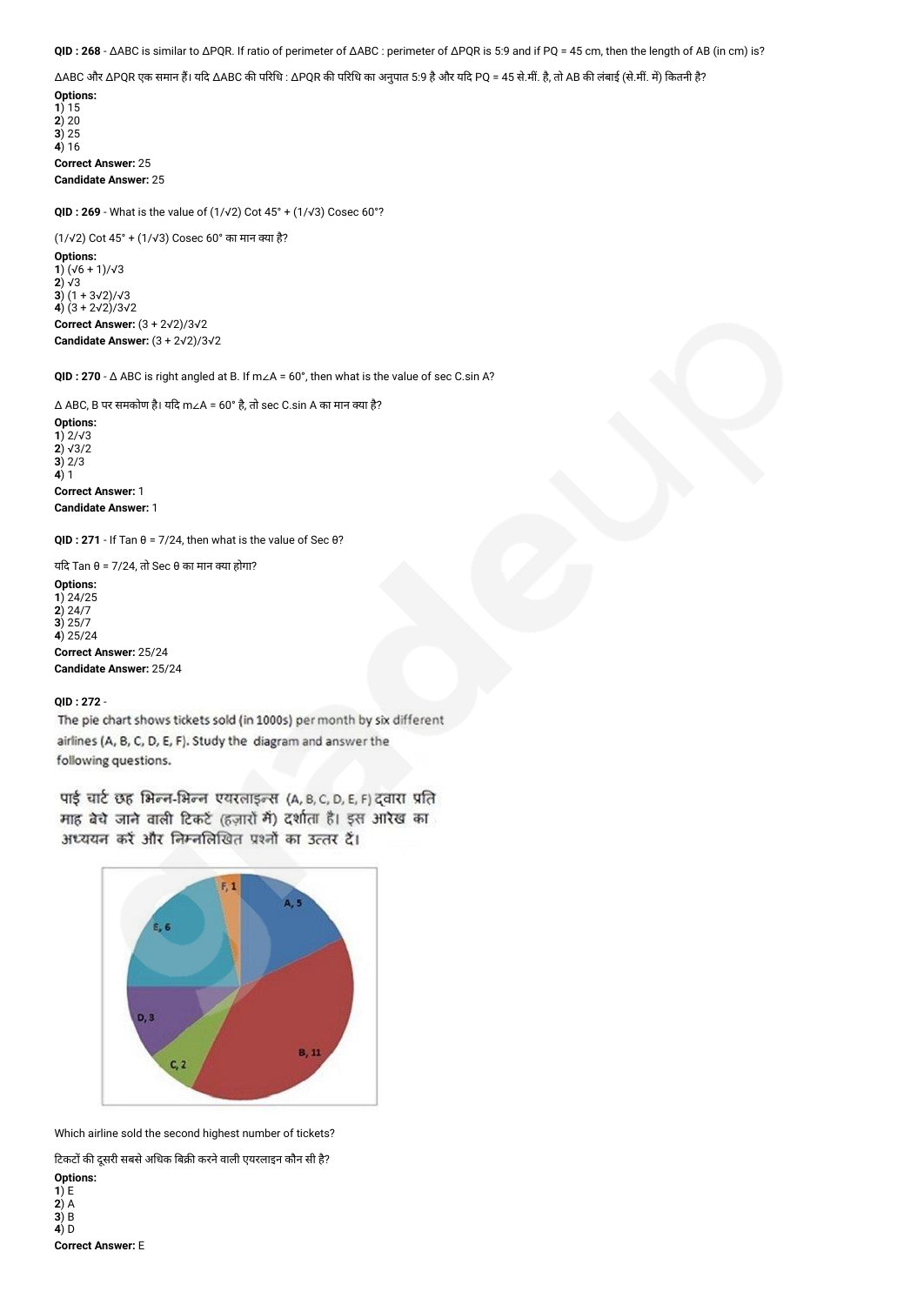**QID : 268** - ΔABC is similar to ΔPQR. If ratio of perimeter of ΔABC : perimeter of ΔPQR is 5:9 and if PQ = 45 cm, then the length of AB (in cm) is?

ΔABC और ΔPQR एक समान हैं। यदि ΔABC की परिधि : ΔPQR की परिधि का अनुपात 5:9 है और यदि PQ = 45 से.मीं. है, तो AB की लंबाई (से.मीं. में) कितनी है?

**Options:**
**1**) 15
**2**) 20
**3**) 25
**4**) 16

**Correct Answer:** 25
**Candidate Answer:** 25

**QID : 269** - What is the value of $(1/\sqrt{2})$ Cot 45° + $(1/\sqrt{3})$ Cosec 60°?

$(1/\sqrt{2})$ Cot 45° + $(1/\sqrt{3})$ Cosec 60° का मान क्या है?

**Options:**
**1**) $(\sqrt{6} + 1)/\sqrt{3}$
**2**) $\sqrt{3}$
**3**) $(1 + 3\sqrt{2})/\sqrt{3}$
**4**) $(3 + 2\sqrt{2})/3\sqrt{2}$

**Correct Answer:** $(3 + 2\sqrt{2})/3\sqrt{2}$
**Candidate Answer:** $(3 + 2\sqrt{2})/3\sqrt{2}$

**QID : 270** - Δ ABC is right angled at B. If m∠A = 60°, then what is the value of sec C.sin A?

Δ ABC, B पर समकोण है। यदि m∠A = 60° है, तो sec C.sin A का मान क्या है?

**Options:**
**1**) $2/\sqrt{3}$
**2**) $\sqrt{3}/2$
**3**) 2/3
**4**) 1

**Correct Answer:** 1
**Candidate Answer:** 1

**QID : 271** - If Tan θ = 7/24, then what is the value of Sec θ?

यदि Tan θ = 7/24, तो Sec θ का मान क्या होगा?

**Options:**
**1**) 24/25
**2**) 24/7
**3**) 25/7
**4**) 25/24

**Correct Answer:** 25/24
**Candidate Answer:** 25/24

**QID : 272** -

The pie chart shows tickets sold (in 1000s) per month by six different airlines (A, B, C, D, E, F). Study the diagram and answer the following questions.

पाई चार्ट छह भिन्न-भिन्न एयरलाइन्स (A, B, C, D, E, F) द्वारा प्रति माह बेचे जाने वाली टिकटें (हज़ारों में) दर्शाता है। इस आरेख का अध्ययन करें और निम्नलिखित प्रश्नों का उत्तर दें।

Which airline sold the second highest number of tickets?

टिकटों की दूसरी सबसे अधिक बिक्री करने वाली एयरलाइन कौन सी है?

**Options:**
**1**) E
**2**) A
**3**) B
**4**) D

**Correct Answer:** E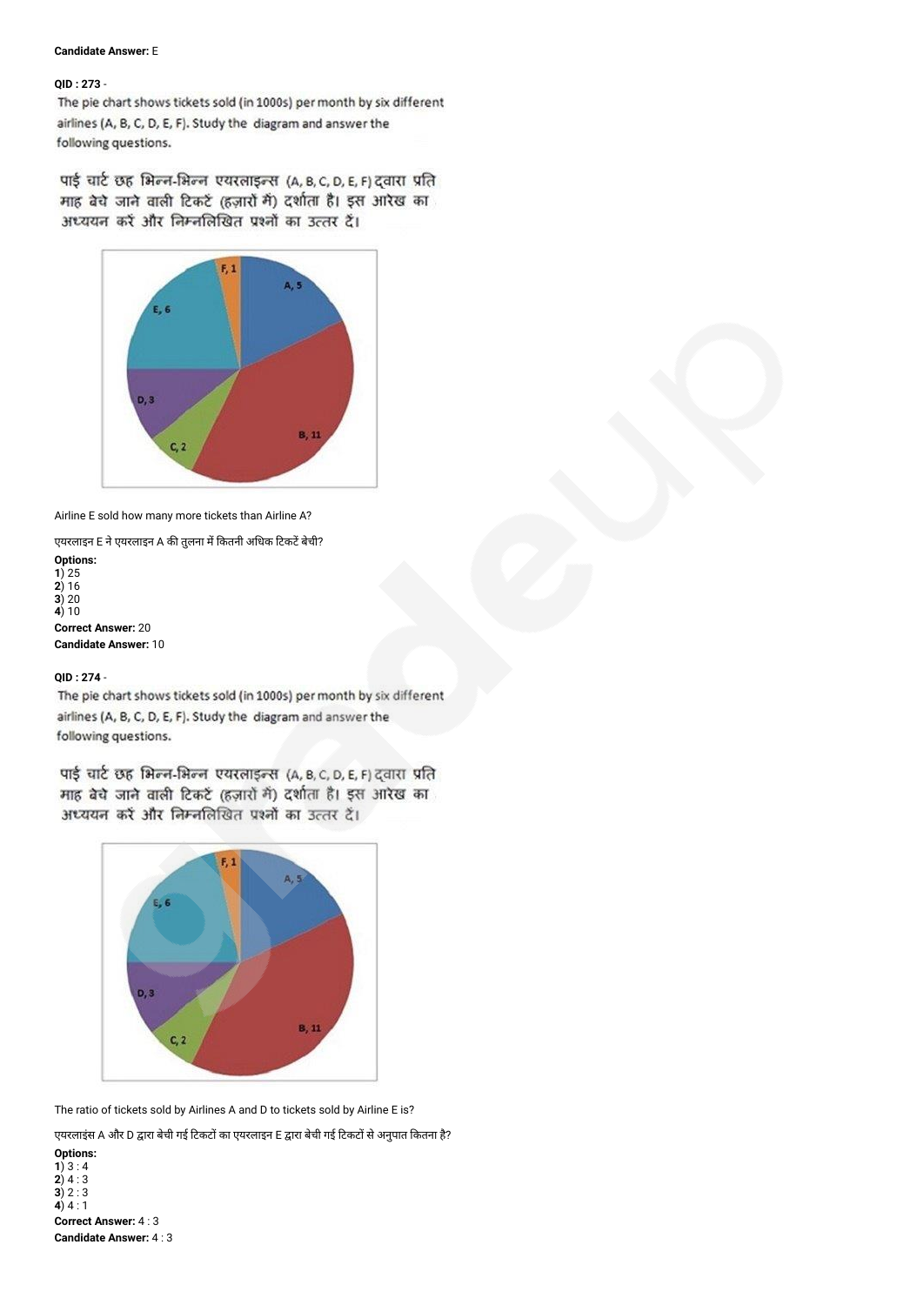**Candidate Answer:** E

**QID : 273** -

The pie chart shows tickets sold (in 1000s) per month by six different airlines (A, B, C, D, E, F). Study the diagram and answer the following questions.

पाई चार्ट छह भिन्न-भिन्न एयरलाइन्स (A, B, C, D, E, F) द्वारा प्रति माह बेचे जाने वाली टिकटें (हज़ारों में) दर्शाता है। इस आरेख का अध्ययन करें और निम्नलिखित प्रश्नों का उत्तर दें।

Airline E sold how many more tickets than Airline A?

एयरलाइन E ने एयरलाइन A की तुलना में कितनी अधिक टिकटें बेची?

**Options:**
**1**) 25
**2**) 16
**3**) 20
**4**) 10

**Correct Answer:** 20
**Candidate Answer:** 10

**QID : 274** -

The pie chart shows tickets sold (in 1000s) per month by six different airlines (A, B, C, D, E, F). Study the diagram and answer the following questions.

पाई चार्ट छह भिन्न-भिन्न एयरलाइन्स (A, B, C, D, E, F) द्वारा प्रति माह बेचे जाने वाली टिकटें (हज़ारों में) दर्शाता है। इस आरेख का अध्ययन करें और निम्नलिखित प्रश्नों का उत्तर दें।

The ratio of tickets sold by Airlines A and D to tickets sold by Airline E is?

एयरलाइंस A और D द्वारा बेची गई टिकटों का एयरलाइन E द्वारा बेची गई टिकटों से अनुपात कितना है?

**Options:**
**1**) 3 : 4
**2**) 4 : 3
**3**) 2 : 3
**4**) 4 : 1

**Correct Answer:** 4 : 3
**Candidate Answer:** 4 : 3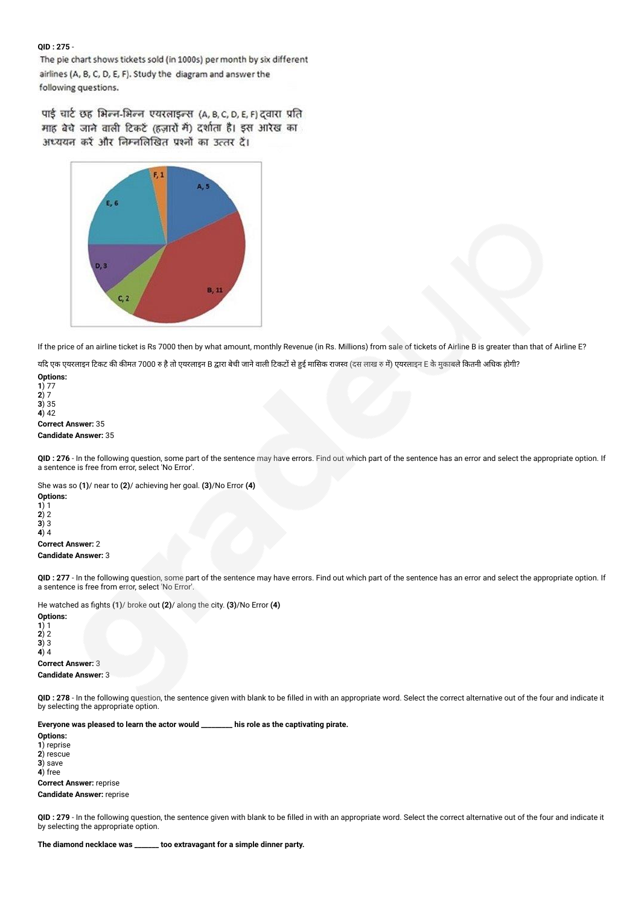**QID : 275** -

The pie chart shows tickets sold (in 1000s) per month by six different airlines (A, B, C, D, E, F). Study the diagram and answer the following questions.

पाई चार्ट छह भिन्न-भिन्न एयरलाइन्स (A, B, C, D, E, F) द्वारा प्रति माह बेचे जाने वाली टिकटें (हज़ारों में) दर्शाता है। इस आरेख का अध्ययन करें और निम्नलिखित प्रश्नों का उत्तर दें।

F, 1
A, 5
E, 6
D, 3
C, 2
B, 11

If the price of an airline ticket is Rs 7000 then by what amount, monthly Revenue (in Rs. Millions) from sale of tickets of Airline B is greater than that of Airline E?

यदि एक एयरलाइन टिकट की कीमत 7000 रु है तो एयरलाइन B द्वारा बेची जाने वाली टिकटों से हुई मासिक राजस्व (दस लाख रु में) एयरलाइन E के मुकाबले कितनी अधिक होगी?

**Options:**
**1**) 77
**2**) 7
**3**) 35
**4**) 42

**Correct Answer:** 35
**Candidate Answer:** 35

**QID : 276** - In the following question, some part of the sentence may have errors. Find out which part of the sentence has an error and select the appropriate option. If a sentence is free from error, select 'No Error'.

She was so **(1)**/ near to **(2)**/ achieving her goal. **(3)**/No Error **(4)**

**Options:**
**1**) 1
**2**) 2
**3**) 3
**4**) 4

**Correct Answer:** 2
**Candidate Answer:** 3

**QID : 277** - In the following question, some part of the sentence may have errors. Find out which part of the sentence has an error and select the appropriate option. If a sentence is free from error, select 'No Error'.

He watched as fights **(1)**/ broke out **(2)**/ along the city. **(3)**/No Error **(4)**

**Options:**
**1**) 1
**2**) 2
**3**) 3
**4**) 4

**Correct Answer:** 3
**Candidate Answer:** 3

**QID : 278** - In the following question, the sentence given with blank to be filled in with an appropriate word. Select the correct alternative out of the four and indicate it by selecting the appropriate option.

**Everyone was pleased to learn the actor would ________ his role as the captivating pirate.**

**Options:**
**1**) reprise
**2**) rescue
**3**) save
**4**) free

**Correct Answer:** reprise
**Candidate Answer:** reprise

**QID : 279** - In the following question, the sentence given with blank to be filled in with an appropriate word. Select the correct alternative out of the four and indicate it by selecting the appropriate option.

**The diamond necklace was _______ too extravagant for a simple dinner party.**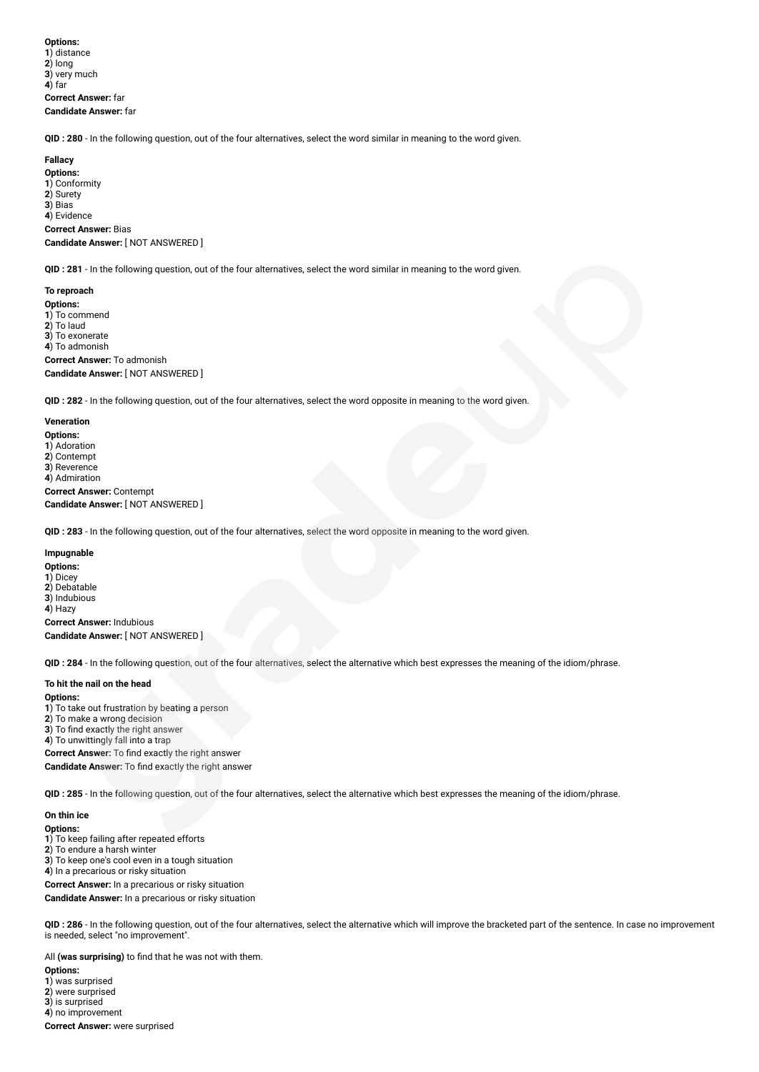**Options:**
**1**) distance
**2**) long
**3**) very much
**4**) far
**Correct Answer:** far
**Candidate Answer:** far

**QID : 280** - In the following question, out of the four alternatives, select the word similar in meaning to the word given.

**Fallacy**
**Options:**
**1**) Conformity
**2**) Surety
**3**) Bias
**4**) Evidence
**Correct Answer:** Bias
**Candidate Answer:** [ NOT ANSWERED ]

**QID : 281** - In the following question, out of the four alternatives, select the word similar in meaning to the word given.

**To reproach**
**Options:**
**1**) To commend
**2**) To laud
**3**) To exonerate
**4**) To admonish
**Correct Answer:** To admonish
**Candidate Answer:** [ NOT ANSWERED ]

**QID : 282** - In the following question, out of the four alternatives, select the word opposite in meaning to the word given.

**Veneration**
**Options:**
**1**) Adoration
**2**) Contempt
**3**) Reverence
**4**) Admiration
**Correct Answer:** Contempt
**Candidate Answer:** [ NOT ANSWERED ]

**QID : 283** - In the following question, out of the four alternatives, select the word opposite in meaning to the word given.

**Impugnable**
**Options:**
**1**) Dicey
**2**) Debatable
**3**) Indubious
**4**) Hazy
**Correct Answer:** Indubious
**Candidate Answer:** [ NOT ANSWERED ]

**QID : 284** - In the following question, out of the four alternatives, select the alternative which best expresses the meaning of the idiom/phrase.

**To hit the nail on the head**
**Options:**
**1**) To take out frustration by beating a person
**2**) To make a wrong decision
**3**) To find exactly the right answer
**4**) To unwittingly fall into a trap
**Correct Answer:** To find exactly the right answer
**Candidate Answer:** To find exactly the right answer

**QID : 285** - In the following question, out of the four alternatives, select the alternative which best expresses the meaning of the idiom/phrase.

**On thin ice**
**Options:**
**1**) To keep failing after repeated efforts
**2**) To endure a harsh winter
**3**) To keep one's cool even in a tough situation
**4**) In a precarious or risky situation
**Correct Answer:** In a precarious or risky situation
**Candidate Answer:** In a precarious or risky situation

**QID : 286** - In the following question, out of the four alternatives, select the alternative which will improve the bracketed part of the sentence. In case no improvement is needed, select "no improvement".

All **(was surprising)** to find that he was not with them.
**Options:**
**1**) was surprised
**2**) were surprised
**3**) is surprised
**4**) no improvement
**Correct Answer:** were surprised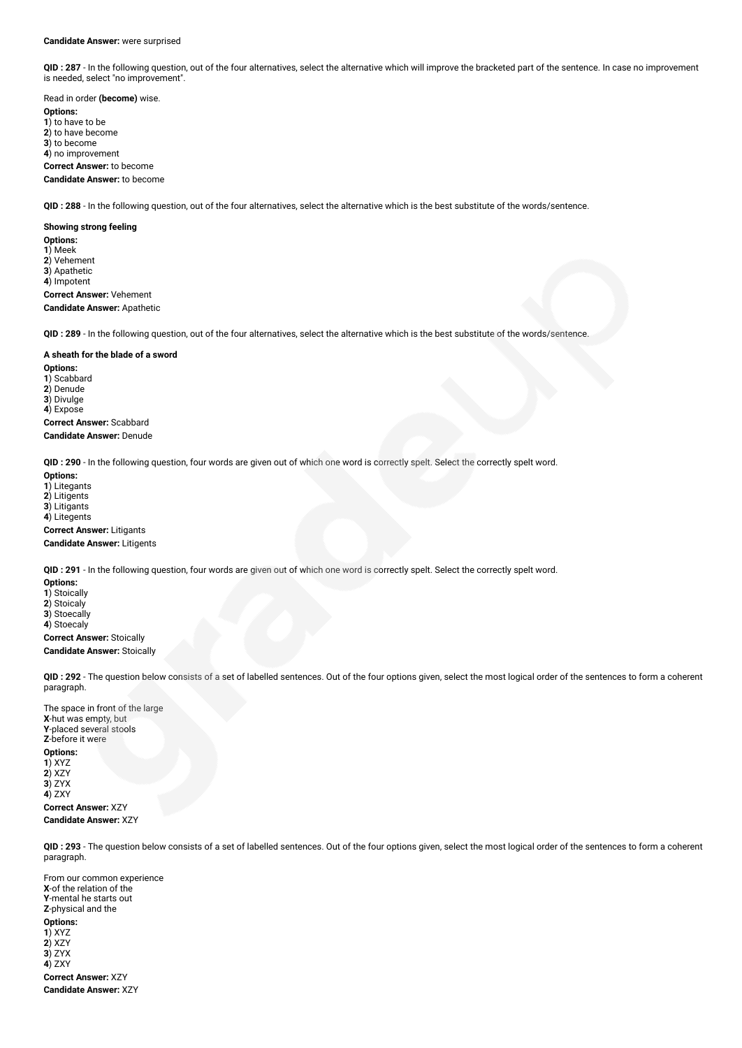**Candidate Answer:** were surprised

**QID : 287** - In the following question, out of the four alternatives, select the alternative which will improve the bracketed part of the sentence. In case no improvement is needed, select "no improvement".

Read in order **(become)** wise.

**Options:**
**1**) to have to be
**2**) to have become
**3**) to become
**4**) no improvement

**Correct Answer:** to become

**Candidate Answer:** to become

**QID : 288** - In the following question, out of the four alternatives, select the alternative which is the best substitute of the words/sentence.

**Showing strong feeling**

**Options:**
**1**) Meek
**2**) Vehement
**3**) Apathetic
**4**) Impotent

**Correct Answer:** Vehement

**Candidate Answer:** Apathetic

**QID : 289** - In the following question, out of the four alternatives, select the alternative which is the best substitute of the words/sentence.

**A sheath for the blade of a sword**

**Options:**
**1**) Scabbard
**2**) Denude
**3**) Divulge
**4**) Expose

**Correct Answer:** Scabbard

**Candidate Answer:** Denude

**QID : 290** - In the following question, four words are given out of which one word is correctly spelt. Select the correctly spelt word.

**Options:**
**1**) Litegants
**2**) Litigents
**3**) Litigants
**4**) Litegents

**Correct Answer:** Litigants

**Candidate Answer:** Litigents

**QID : 291** - In the following question, four words are given out of which one word is correctly spelt. Select the correctly spelt word.

**Options:**
**1**) Stoically
**2**) Stoicaly
**3**) Stoecally
**4**) Stoecaly

**Correct Answer:** Stoically

**Candidate Answer:** Stoically

**QID : 292** - The question below consists of a set of labelled sentences. Out of the four options given, select the most logical order of the sentences to form a coherent paragraph.

The space in front of the large
**X**-hut was empty, but
**Y**-placed several stools
**Z**-before it were

**Options:**
**1**) XYZ
**2**) XZY
**3**) ZYX
**4**) ZXY

**Correct Answer:** XZY

**Candidate Answer:** XZY

**QID : 293** - The question below consists of a set of labelled sentences. Out of the four options given, select the most logical order of the sentences to form a coherent paragraph.

From our common experience
**X**-of the relation of the
**Y**-mental he starts out
**Z**-physical and the

**Options:**
**1**) XYZ
**2**) XZY
**3**) ZYX
**4**) ZXY

**Correct Answer:** XZY

**Candidate Answer:** XZY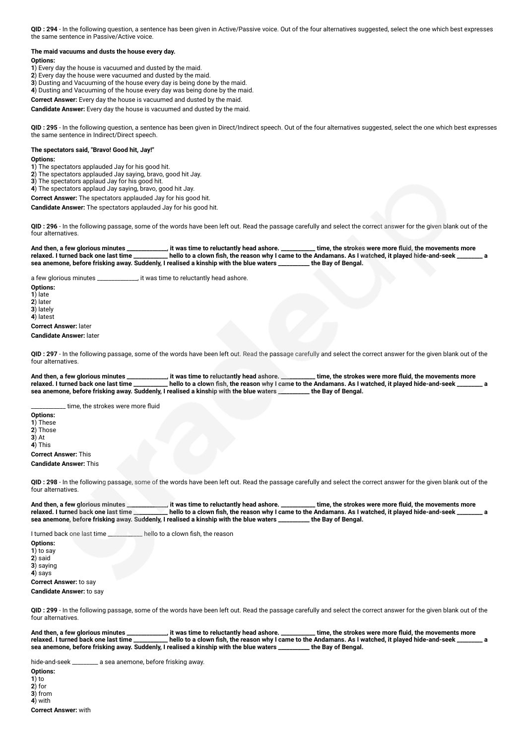**QID : 294** - In the following question, a sentence has been given in Active/Passive voice. Out of the four alternatives suggested, select the one which best expresses the same sentence in Passive/Active voice.

**The maid vacuums and dusts the house every day.**

**Options:**
**1**) Every day the house is vacuumed and dusted by the maid.
**2**) Every day the house were vacuumed and dusted by the maid.
**3**) Dusting and Vacuuming of the house every day is being done by the maid.
**4**) Dusting and Vacuuming of the house every day was being done by the maid.

**Correct Answer:** Every day the house is vacuumed and dusted by the maid.

**Candidate Answer:** Every day the house is vacuumed and dusted by the maid.

**QID : 295** - In the following question, a sentence has been given in Direct/Indirect speech. Out of the four alternatives suggested, select the one which best expresses the same sentence in Indirect/Direct speech.

**The spectators said, "Bravo! Good hit, Jay!"**

**Options:**
**1**) The spectators applauded Jay for his good hit.
**2**) The spectators applauded Jay saying, bravo, good hit Jay.
**3**) The spectators applaud Jay for his good hit.
**4**) The spectators applaud Jay saying, bravo, good hit Jay.

**Correct Answer:** The spectators applauded Jay for his good hit.

**Candidate Answer:** The spectators applauded Jay for his good hit.

**QID : 296** - In the following passage, some of the words have been left out. Read the passage carefully and select the correct answer for the given blank out of the four alternatives.

**And then, a few glorious minutes _____________, it was time to reluctantly head ashore. ___________ time, the strokes were more fluid, the movements more relaxed. I turned back one last time ___________ hello to a clown fish, the reason why I came to the Andamans. As I watched, it played hide-and-seek ________ a sea anemone, before frisking away. Suddenly, I realised a kinship with the blue waters __________ the Bay of Bengal.**

a few glorious minutes _____________, it was time to reluctantly head ashore.

**Options:**
**1**) late
**2**) later
**3**) lately
**4**) latest

**Correct Answer:** later

**Candidate Answer:** later

**QID : 297** - In the following passage, some of the words have been left out. Read the passage carefully and select the correct answer for the given blank out of the four alternatives.

**And then, a few glorious minutes _____________, it was time to reluctantly head ashore. ___________ time, the strokes were more fluid, the movements more relaxed. I turned back one last time ___________ hello to a clown fish, the reason why I came to the Andamans. As I watched, it played hide-and-seek ________ a sea anemone, before frisking away. Suddenly, I realised a kinship with the blue waters __________ the Bay of Bengal.**

___________ time, the strokes were more fluid

**Options:**
**1**) These
**2**) Those
**3**) At
**4**) This

**Correct Answer:** This

**Candidate Answer:** This

**QID : 298** - In the following passage, some of the words have been left out. Read the passage carefully and select the correct answer for the given blank out of the four alternatives.

**And then, a few glorious minutes _____________, it was time to reluctantly head ashore. ___________ time, the strokes were more fluid, the movements more relaxed. I turned back one last time ___________ hello to a clown fish, the reason why I came to the Andamans. As I watched, it played hide-and-seek ________ a sea anemone, before frisking away. Suddenly, I realised a kinship with the blue waters __________ the Bay of Bengal.**

I turned back one last time ___________ hello to a clown fish, the reason

**Options:**
**1**) to say
**2**) said
**3**) saying
**4**) says

**Correct Answer:** to say

**Candidate Answer:** to say

**QID : 299** - In the following passage, some of the words have been left out. Read the passage carefully and select the correct answer for the given blank out of the four alternatives.

**And then, a few glorious minutes _____________, it was time to reluctantly head ashore. ___________ time, the strokes were more fluid, the movements more relaxed. I turned back one last time ___________ hello to a clown fish, the reason why I came to the Andamans. As I watched, it played hide-and-seek ________ a sea anemone, before frisking away. Suddenly, I realised a kinship with the blue waters __________ the Bay of Bengal.**

hide-and-seek ________ a sea anemone, before frisking away.

**Options:**
**1**) to
**2**) for
**3**) from
**4**) with

**Correct Answer:** with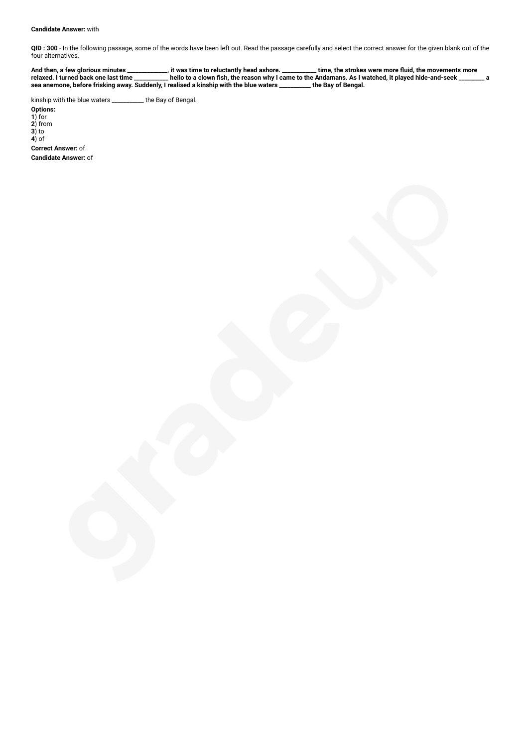**Candidate Answer:** with

**QID : 300** - In the following passage, some of the words have been left out. Read the passage carefully and select the correct answer for the given blank out of the four alternatives.

**And then, a few glorious minutes _____________, it was time to reluctantly head ashore. ___________ time, the strokes were more fluid, the movements more relaxed. I turned back one last time ___________ hello to a clown fish, the reason why I came to the Andamans. As I watched, it played hide-and-seek _________ a sea anemone, before frisking away. Suddenly, I realised a kinship with the blue waters __________ the Bay of Bengal.**

kinship with the blue waters __________ the Bay of Bengal.

**Options:**
**1**) for
**2**) from
**3**) to
**4**) of

**Correct Answer:** of

**Candidate Answer:** of